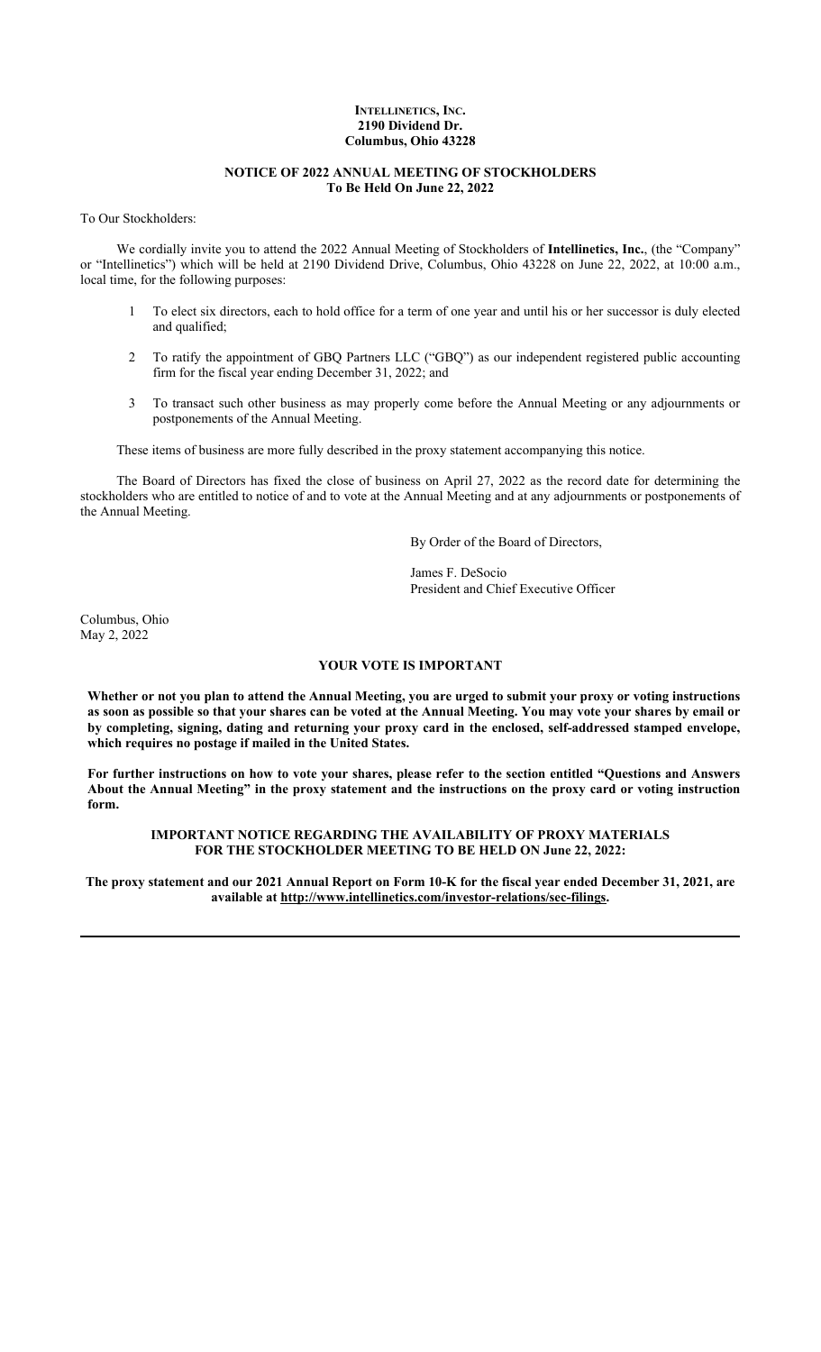**INTELLINETICS, INC.**
**2190 Dividend Dr.**
**Columbus, Ohio 43228**

**NOTICE OF 2022 ANNUAL MEETING OF STOCKHOLDERS**
**To Be Held On June 22, 2022**

To Our Stockholders:

We cordially invite you to attend the 2022 Annual Meeting of Stockholders of **Intellinetics, Inc.**, (the "Company" or "Intellinetics") which will be held at 2190 Dividend Drive, Columbus, Ohio 43228 on June 22, 2022, at 10:00 a.m., local time, for the following purposes:

1. To elect six directors, each to hold office for a term of one year and until his or her successor is duly elected and qualified;
2. To ratify the appointment of GBQ Partners LLC ("GBQ") as our independent registered public accounting firm for the fiscal year ending December 31, 2022; and
3. To transact such other business as may properly come before the Annual Meeting or any adjournments or postponements of the Annual Meeting.

These items of business are more fully described in the proxy statement accompanying this notice.

The Board of Directors has fixed the close of business on April 27, 2022 as the record date for determining the stockholders who are entitled to notice of and to vote at the Annual Meeting and at any adjournments or postponements of the Annual Meeting.

By Order of the Board of Directors,

James F. DeSocio
President and Chief Executive Officer

Columbus, Ohio
May 2, 2022

**YOUR VOTE IS IMPORTANT**

**Whether or not you plan to attend the Annual Meeting, you are urged to submit your proxy or voting instructions as soon as possible so that your shares can be voted at the Annual Meeting. You may vote your shares by email or by completing, signing, dating and returning your proxy card in the enclosed, self-addressed stamped envelope, which requires no postage if mailed in the United States.**

**For further instructions on how to vote your shares, please refer to the section entitled "Questions and Answers About the Annual Meeting" in the proxy statement and the instructions on the proxy card or voting instruction form.**

**IMPORTANT NOTICE REGARDING THE AVAILABILITY OF PROXY MATERIALS FOR THE STOCKHOLDER MEETING TO BE HELD ON June 22, 2022:**

**The proxy statement and our 2021 Annual Report on Form 10-K for the fiscal year ended December 31, 2021, are available at http://www.intellinetics.com/investor-relations/sec-filings.**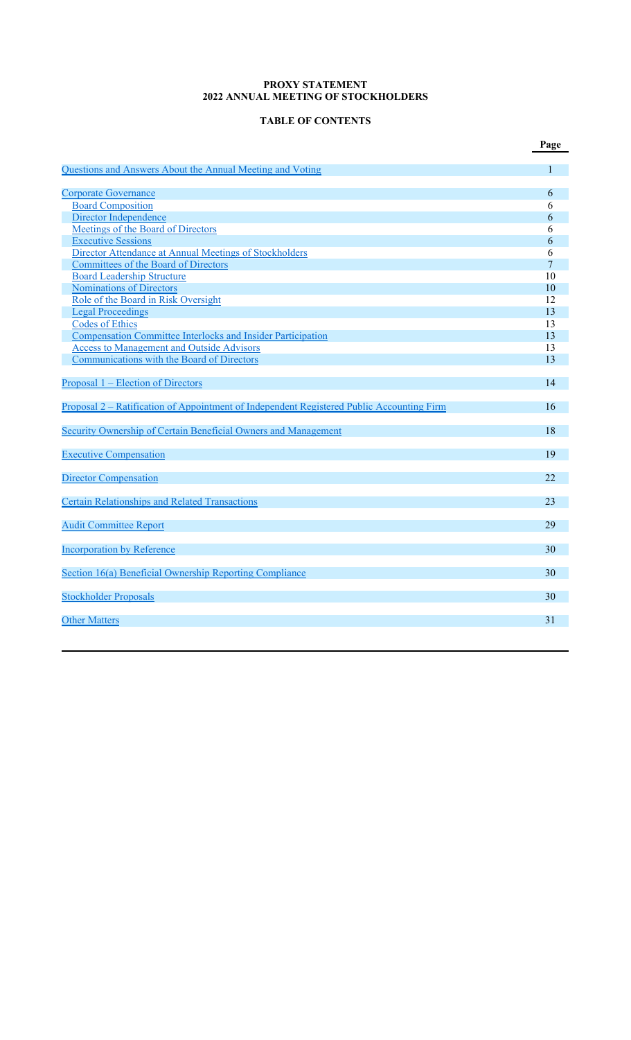**PROXY STATEMENT**
**2022 ANNUAL MEETING OF STOCKHOLDERS**

**TABLE OF CONTENTS**

| | Page |
|---|---|
| Questions and Answers About the Annual Meeting and Voting | 1 |
| Corporate Governance | 6 |
| Board Composition | 6 |
| Director Independence | 6 |
| Meetings of the Board of Directors | 6 |
| Executive Sessions | 6 |
| Director Attendance at Annual Meetings of Stockholders | 6 |
| Committees of the Board of Directors | 7 |
| Board Leadership Structure | 10 |
| Nominations of Directors | 10 |
| Role of the Board in Risk Oversight | 12 |
| Legal Proceedings | 13 |
| Codes of Ethics | 13 |
| Compensation Committee Interlocks and Insider Participation | 13 |
| Access to Management and Outside Advisors | 13 |
| Communications with the Board of Directors | 13 |
| Proposal 1 – Election of Directors | 14 |
| Proposal 2 – Ratification of Appointment of Independent Registered Public Accounting Firm | 16 |
| Security Ownership of Certain Beneficial Owners and Management | 18 |
| Executive Compensation | 19 |
| Director Compensation | 22 |
| Certain Relationships and Related Transactions | 23 |
| Audit Committee Report | 29 |
| Incorporation by Reference | 30 |
| Section 16(a) Beneficial Ownership Reporting Compliance | 30 |
| Stockholder Proposals | 30 |
| Other Matters | 31 |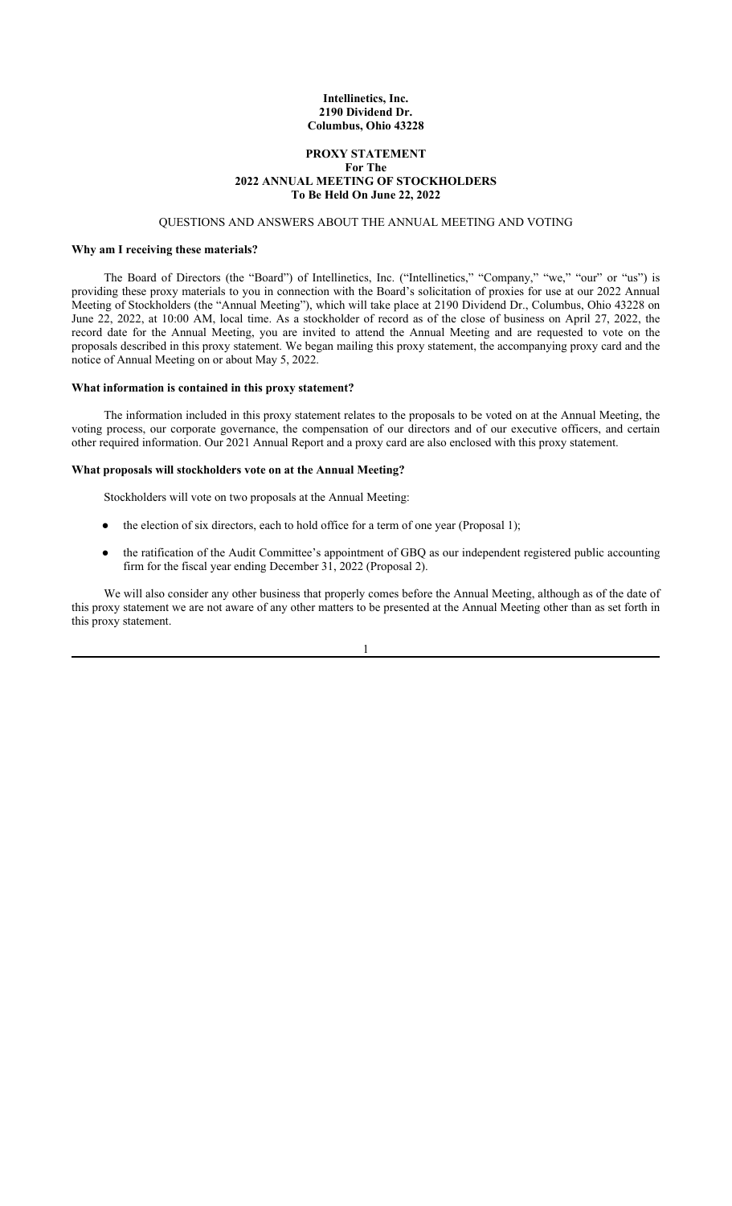**Intellinetics, Inc.**
**2190 Dividend Dr.**
**Columbus, Ohio 43228**

# PROXY STATEMENT
## For The
## 2022 ANNUAL MEETING OF STOCKHOLDERS
## To Be Held On June 22, 2022

QUESTIONS AND ANSWERS ABOUT THE ANNUAL MEETING AND VOTING

### Why am I receiving these materials?

The Board of Directors (the "Board") of Intellinetics, Inc. ("Intellinetics," "Company," "we," "our" or "us") is providing these proxy materials to you in connection with the Board's solicitation of proxies for use at our 2022 Annual Meeting of Stockholders (the "Annual Meeting"), which will take place at 2190 Dividend Dr., Columbus, Ohio 43228 on June 22, 2022, at 10:00 AM, local time. As a stockholder of record as of the close of business on April 27, 2022, the record date for the Annual Meeting, you are invited to attend the Annual Meeting and are requested to vote on the proposals described in this proxy statement. We began mailing this proxy statement, the accompanying proxy card and the notice of Annual Meeting on or about May 5, 2022.

### What information is contained in this proxy statement?

The information included in this proxy statement relates to the proposals to be voted on at the Annual Meeting, the voting process, our corporate governance, the compensation of our directors and of our executive officers, and certain other required information. Our 2021 Annual Report and a proxy card are also enclosed with this proxy statement.

### What proposals will stockholders vote on at the Annual Meeting?

Stockholders will vote on two proposals at the Annual Meeting:

- the election of six directors, each to hold office for a term of one year (Proposal 1);
- the ratification of the Audit Committee's appointment of GBQ as our independent registered public accounting firm for the fiscal year ending December 31, 2022 (Proposal 2).

We will also consider any other business that properly comes before the Annual Meeting, although as of the date of this proxy statement we are not aware of any other matters to be presented at the Annual Meeting other than as set forth in this proxy statement.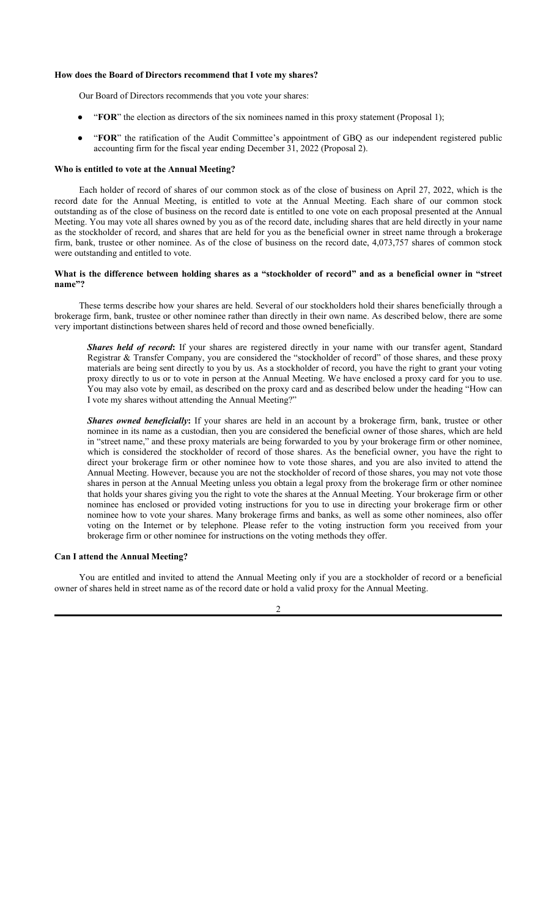**How does the Board of Directors recommend that I vote my shares?**

Our Board of Directors recommends that you vote your shares:

- "**FOR**" the election as directors of the six nominees named in this proxy statement (Proposal 1);
- "**FOR**" the ratification of the Audit Committee's appointment of GBQ as our independent registered public accounting firm for the fiscal year ending December 31, 2022 (Proposal 2).

**Who is entitled to vote at the Annual Meeting?**

Each holder of record of shares of our common stock as of the close of business on April 27, 2022, which is the record date for the Annual Meeting, is entitled to vote at the Annual Meeting. Each share of our common stock outstanding as of the close of business on the record date is entitled to one vote on each proposal presented at the Annual Meeting. You may vote all shares owned by you as of the record date, including shares that are held directly in your name as the stockholder of record, and shares that are held for you as the beneficial owner in street name through a brokerage firm, bank, trustee or other nominee. As of the close of business on the record date, 4,073,757 shares of common stock were outstanding and entitled to vote.

**What is the difference between holding shares as a "stockholder of record" and as a beneficial owner in "street name"?**

These terms describe how your shares are held. Several of our stockholders hold their shares beneficially through a brokerage firm, bank, trustee or other nominee rather than directly in their own name. As described below, there are some very important distinctions between shares held of record and those owned beneficially.

***Shares held of record*:** If your shares are registered directly in your name with our transfer agent, Standard Registrar & Transfer Company, you are considered the "stockholder of record" of those shares, and these proxy materials are being sent directly to you by us. As a stockholder of record, you have the right to grant your voting proxy directly to us or to vote in person at the Annual Meeting. We have enclosed a proxy card for you to use. You may also vote by email, as described on the proxy card and as described below under the heading "How can I vote my shares without attending the Annual Meeting?"

***Shares owned beneficially*:** If your shares are held in an account by a brokerage firm, bank, trustee or other nominee in its name as a custodian, then you are considered the beneficial owner of those shares, which are held in "street name," and these proxy materials are being forwarded to you by your brokerage firm or other nominee, which is considered the stockholder of record of those shares. As the beneficial owner, you have the right to direct your brokerage firm or other nominee how to vote those shares, and you are also invited to attend the Annual Meeting. However, because you are not the stockholder of record of those shares, you may not vote those shares in person at the Annual Meeting unless you obtain a legal proxy from the brokerage firm or other nominee that holds your shares giving you the right to vote the shares at the Annual Meeting. Your brokerage firm or other nominee has enclosed or provided voting instructions for you to use in directing your brokerage firm or other nominee how to vote your shares. Many brokerage firms and banks, as well as some other nominees, also offer voting on the Internet or by telephone. Please refer to the voting instruction form you received from your brokerage firm or other nominee for instructions on the voting methods they offer.

**Can I attend the Annual Meeting?**

You are entitled and invited to attend the Annual Meeting only if you are a stockholder of record or a beneficial owner of shares held in street name as of the record date or hold a valid proxy for the Annual Meeting.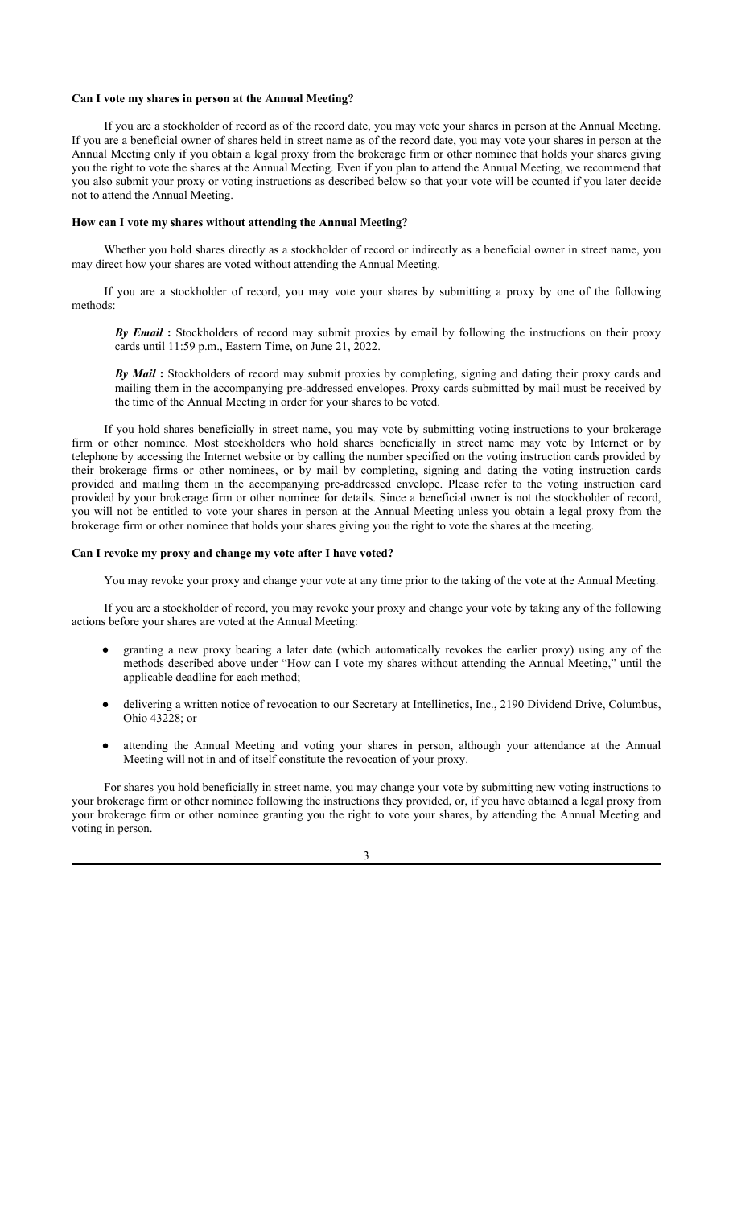**Can I vote my shares in person at the Annual Meeting?**

If you are a stockholder of record as of the record date, you may vote your shares in person at the Annual Meeting. If you are a beneficial owner of shares held in street name as of the record date, you may vote your shares in person at the Annual Meeting only if you obtain a legal proxy from the brokerage firm or other nominee that holds your shares giving you the right to vote the shares at the Annual Meeting. Even if you plan to attend the Annual Meeting, we recommend that you also submit your proxy or voting instructions as described below so that your vote will be counted if you later decide not to attend the Annual Meeting.

**How can I vote my shares without attending the Annual Meeting?**

Whether you hold shares directly as a stockholder of record or indirectly as a beneficial owner in street name, you may direct how your shares are voted without attending the Annual Meeting.

If you are a stockholder of record, you may vote your shares by submitting a proxy by one of the following methods:

***By Email*** **:** Stockholders of record may submit proxies by email by following the instructions on their proxy cards until 11:59 p.m., Eastern Time, on June 21, 2022.

***By Mail*** **:** Stockholders of record may submit proxies by completing, signing and dating their proxy cards and mailing them in the accompanying pre-addressed envelopes. Proxy cards submitted by mail must be received by the time of the Annual Meeting in order for your shares to be voted.

If you hold shares beneficially in street name, you may vote by submitting voting instructions to your brokerage firm or other nominee. Most stockholders who hold shares beneficially in street name may vote by Internet or by telephone by accessing the Internet website or by calling the number specified on the voting instruction cards provided by their brokerage firms or other nominees, or by mail by completing, signing and dating the voting instruction cards provided and mailing them in the accompanying pre-addressed envelope. Please refer to the voting instruction card provided by your brokerage firm or other nominee for details. Since a beneficial owner is not the stockholder of record, you will not be entitled to vote your shares in person at the Annual Meeting unless you obtain a legal proxy from the brokerage firm or other nominee that holds your shares giving you the right to vote the shares at the meeting.

**Can I revoke my proxy and change my vote after I have voted?**

You may revoke your proxy and change your vote at any time prior to the taking of the vote at the Annual Meeting.

If you are a stockholder of record, you may revoke your proxy and change your vote by taking any of the following actions before your shares are voted at the Annual Meeting:

- granting a new proxy bearing a later date (which automatically revokes the earlier proxy) using any of the methods described above under "How can I vote my shares without attending the Annual Meeting," until the applicable deadline for each method;
- delivering a written notice of revocation to our Secretary at Intellinetics, Inc., 2190 Dividend Drive, Columbus, Ohio 43228; or
- attending the Annual Meeting and voting your shares in person, although your attendance at the Annual Meeting will not in and of itself constitute the revocation of your proxy.

For shares you hold beneficially in street name, you may change your vote by submitting new voting instructions to your brokerage firm or other nominee following the instructions they provided, or, if you have obtained a legal proxy from your brokerage firm or other nominee granting you the right to vote your shares, by attending the Annual Meeting and voting in person.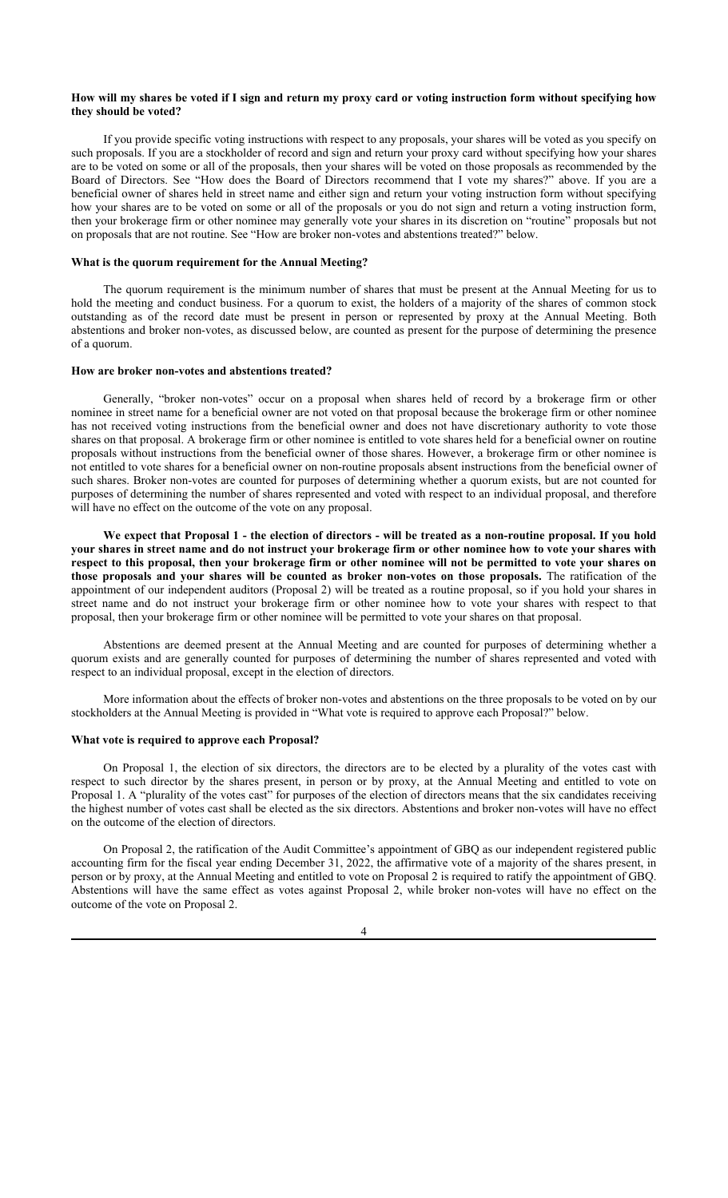**How will my shares be voted if I sign and return my proxy card or voting instruction form without specifying how they should be voted?**

If you provide specific voting instructions with respect to any proposals, your shares will be voted as you specify on such proposals. If you are a stockholder of record and sign and return your proxy card without specifying how your shares are to be voted on some or all of the proposals, then your shares will be voted on those proposals as recommended by the Board of Directors. See "How does the Board of Directors recommend that I vote my shares?" above. If you are a beneficial owner of shares held in street name and either sign and return your voting instruction form without specifying how your shares are to be voted on some or all of the proposals or you do not sign and return a voting instruction form, then your brokerage firm or other nominee may generally vote your shares in its discretion on "routine" proposals but not on proposals that are not routine. See "How are broker non-votes and abstentions treated?" below.

**What is the quorum requirement for the Annual Meeting?**

The quorum requirement is the minimum number of shares that must be present at the Annual Meeting for us to hold the meeting and conduct business. For a quorum to exist, the holders of a majority of the shares of common stock outstanding as of the record date must be present in person or represented by proxy at the Annual Meeting. Both abstentions and broker non-votes, as discussed below, are counted as present for the purpose of determining the presence of a quorum.

**How are broker non-votes and abstentions treated?**

Generally, "broker non-votes" occur on a proposal when shares held of record by a brokerage firm or other nominee in street name for a beneficial owner are not voted on that proposal because the brokerage firm or other nominee has not received voting instructions from the beneficial owner and does not have discretionary authority to vote those shares on that proposal. A brokerage firm or other nominee is entitled to vote shares held for a beneficial owner on routine proposals without instructions from the beneficial owner of those shares. However, a brokerage firm or other nominee is not entitled to vote shares for a beneficial owner on non-routine proposals absent instructions from the beneficial owner of such shares. Broker non-votes are counted for purposes of determining whether a quorum exists, but are not counted for purposes of determining the number of shares represented and voted with respect to an individual proposal, and therefore will have no effect on the outcome of the vote on any proposal.

**We expect that Proposal 1 - the election of directors - will be treated as a non-routine proposal. If you hold your shares in street name and do not instruct your brokerage firm or other nominee how to vote your shares with respect to this proposal, then your brokerage firm or other nominee will not be permitted to vote your shares on those proposals and your shares will be counted as broker non-votes on those proposals.** The ratification of the appointment of our independent auditors (Proposal 2) will be treated as a routine proposal, so if you hold your shares in street name and do not instruct your brokerage firm or other nominee how to vote your shares with respect to that proposal, then your brokerage firm or other nominee will be permitted to vote your shares on that proposal.

Abstentions are deemed present at the Annual Meeting and are counted for purposes of determining whether a quorum exists and are generally counted for purposes of determining the number of shares represented and voted with respect to an individual proposal, except in the election of directors.

More information about the effects of broker non-votes and abstentions on the three proposals to be voted on by our stockholders at the Annual Meeting is provided in "What vote is required to approve each Proposal?" below.

**What vote is required to approve each Proposal?**

On Proposal 1, the election of six directors, the directors are to be elected by a plurality of the votes cast with respect to such director by the shares present, in person or by proxy, at the Annual Meeting and entitled to vote on Proposal 1. A "plurality of the votes cast" for purposes of the election of directors means that the six candidates receiving the highest number of votes cast shall be elected as the six directors. Abstentions and broker non-votes will have no effect on the outcome of the election of directors.

On Proposal 2, the ratification of the Audit Committee's appointment of GBQ as our independent registered public accounting firm for the fiscal year ending December 31, 2022, the affirmative vote of a majority of the shares present, in person or by proxy, at the Annual Meeting and entitled to vote on Proposal 2 is required to ratify the appointment of GBQ. Abstentions will have the same effect as votes against Proposal 2, while broker non-votes will have no effect on the outcome of the vote on Proposal 2.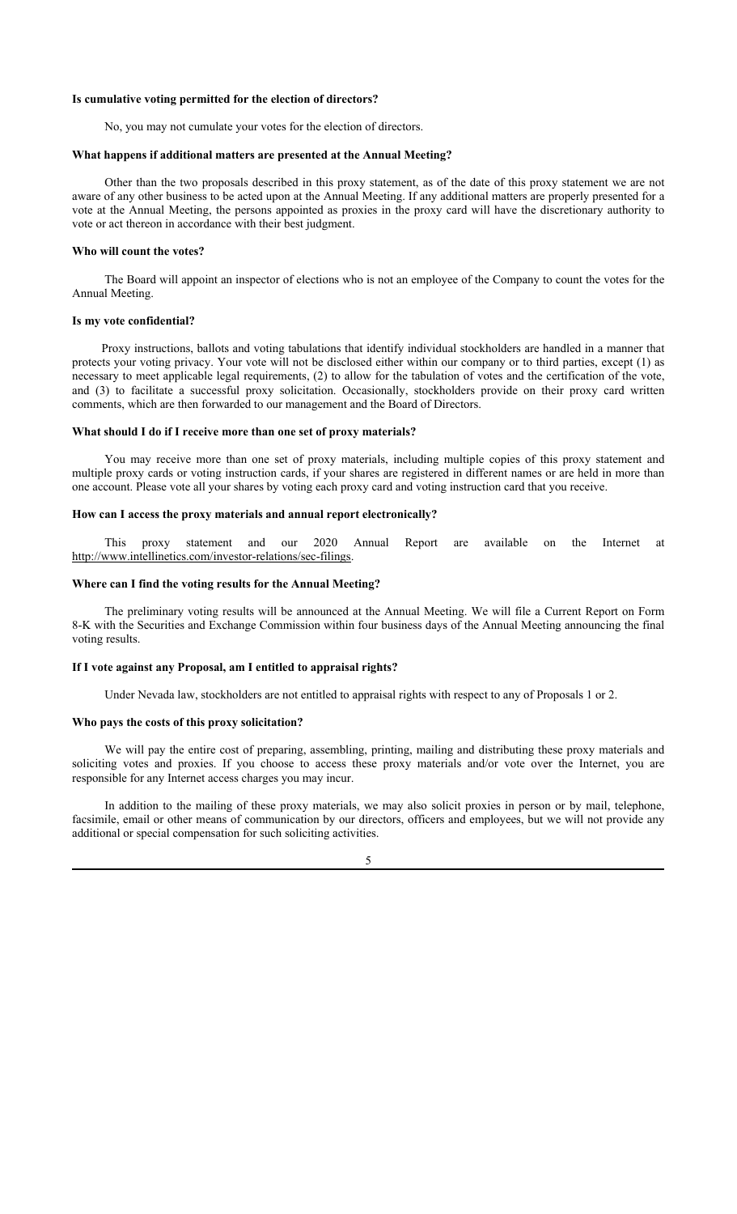**Is cumulative voting permitted for the election of directors?**

No, you may not cumulate your votes for the election of directors.

**What happens if additional matters are presented at the Annual Meeting?**

Other than the two proposals described in this proxy statement, as of the date of this proxy statement we are not aware of any other business to be acted upon at the Annual Meeting. If any additional matters are properly presented for a vote at the Annual Meeting, the persons appointed as proxies in the proxy card will have the discretionary authority to vote or act thereon in accordance with their best judgment.

**Who will count the votes?**

The Board will appoint an inspector of elections who is not an employee of the Company to count the votes for the Annual Meeting.

**Is my vote confidential?**

Proxy instructions, ballots and voting tabulations that identify individual stockholders are handled in a manner that protects your voting privacy. Your vote will not be disclosed either within our company or to third parties, except (1) as necessary to meet applicable legal requirements, (2) to allow for the tabulation of votes and the certification of the vote, and (3) to facilitate a successful proxy solicitation. Occasionally, stockholders provide on their proxy card written comments, which are then forwarded to our management and the Board of Directors.

**What should I do if I receive more than one set of proxy materials?**

You may receive more than one set of proxy materials, including multiple copies of this proxy statement and multiple proxy cards or voting instruction cards, if your shares are registered in different names or are held in more than one account. Please vote all your shares by voting each proxy card and voting instruction card that you receive.

**How can I access the proxy materials and annual report electronically?**

This proxy statement and our 2020 Annual Report are available on the Internet at http://www.intellinetics.com/investor-relations/sec-filings.

**Where can I find the voting results for the Annual Meeting?**

The preliminary voting results will be announced at the Annual Meeting. We will file a Current Report on Form 8-K with the Securities and Exchange Commission within four business days of the Annual Meeting announcing the final voting results.

**If I vote against any Proposal, am I entitled to appraisal rights?**

Under Nevada law, stockholders are not entitled to appraisal rights with respect to any of Proposals 1 or 2.

**Who pays the costs of this proxy solicitation?**

We will pay the entire cost of preparing, assembling, printing, mailing and distributing these proxy materials and soliciting votes and proxies. If you choose to access these proxy materials and/or vote over the Internet, you are responsible for any Internet access charges you may incur.

In addition to the mailing of these proxy materials, we may also solicit proxies in person or by mail, telephone, facsimile, email or other means of communication by our directors, officers and employees, but we will not provide any additional or special compensation for such soliciting activities.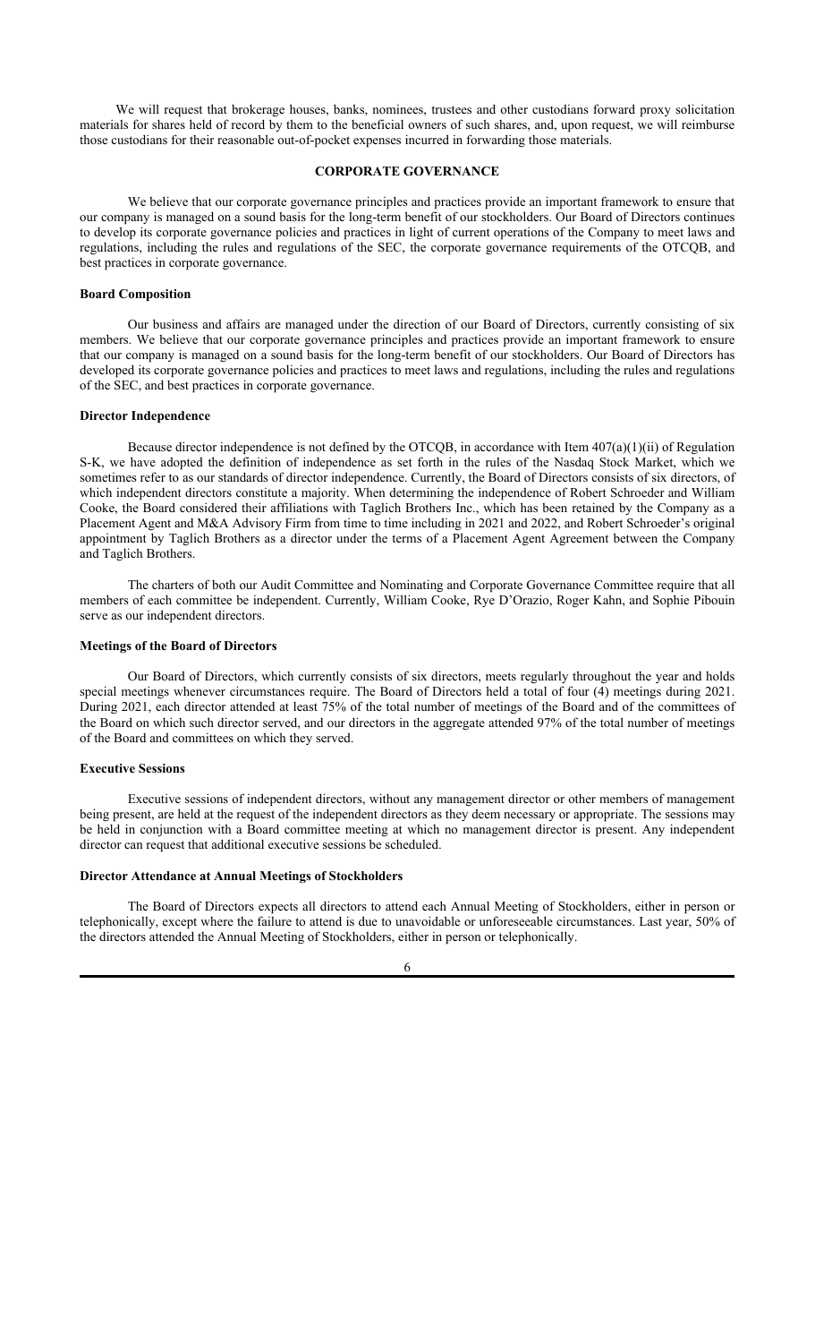We will request that brokerage houses, banks, nominees, trustees and other custodians forward proxy solicitation materials for shares held of record by them to the beneficial owners of such shares, and, upon request, we will reimburse those custodians for their reasonable out-of-pocket expenses incurred in forwarding those materials.

## CORPORATE GOVERNANCE

We believe that our corporate governance principles and practices provide an important framework to ensure that our company is managed on a sound basis for the long-term benefit of our stockholders. Our Board of Directors continues to develop its corporate governance policies and practices in light of current operations of the Company to meet laws and regulations, including the rules and regulations of the SEC, the corporate governance requirements of the OTCQB, and best practices in corporate governance.

### Board Composition

Our business and affairs are managed under the direction of our Board of Directors, currently consisting of six members. We believe that our corporate governance principles and practices provide an important framework to ensure that our company is managed on a sound basis for the long-term benefit of our stockholders. Our Board of Directors has developed its corporate governance policies and practices to meet laws and regulations, including the rules and regulations of the SEC, and best practices in corporate governance.

### Director Independence

Because director independence is not defined by the OTCQB, in accordance with Item 407(a)(1)(ii) of Regulation S-K, we have adopted the definition of independence as set forth in the rules of the Nasdaq Stock Market, which we sometimes refer to as our standards of director independence. Currently, the Board of Directors consists of six directors, of which independent directors constitute a majority. When determining the independence of Robert Schroeder and William Cooke, the Board considered their affiliations with Taglich Brothers Inc., which has been retained by the Company as a Placement Agent and M&A Advisory Firm from time to time including in 2021 and 2022, and Robert Schroeder's original appointment by Taglich Brothers as a director under the terms of a Placement Agent Agreement between the Company and Taglich Brothers.

The charters of both our Audit Committee and Nominating and Corporate Governance Committee require that all members of each committee be independent. Currently, William Cooke, Rye D'Orazio, Roger Kahn, and Sophie Pibouin serve as our independent directors.

### Meetings of the Board of Directors

Our Board of Directors, which currently consists of six directors, meets regularly throughout the year and holds special meetings whenever circumstances require. The Board of Directors held a total of four (4) meetings during 2021. During 2021, each director attended at least 75% of the total number of meetings of the Board and of the committees of the Board on which such director served, and our directors in the aggregate attended 97% of the total number of meetings of the Board and committees on which they served.

### Executive Sessions

Executive sessions of independent directors, without any management director or other members of management being present, are held at the request of the independent directors as they deem necessary or appropriate. The sessions may be held in conjunction with a Board committee meeting at which no management director is present. Any independent director can request that additional executive sessions be scheduled.

### Director Attendance at Annual Meetings of Stockholders

The Board of Directors expects all directors to attend each Annual Meeting of Stockholders, either in person or telephonically, except where the failure to attend is due to unavoidable or unforeseeable circumstances. Last year, 50% of the directors attended the Annual Meeting of Stockholders, either in person or telephonically.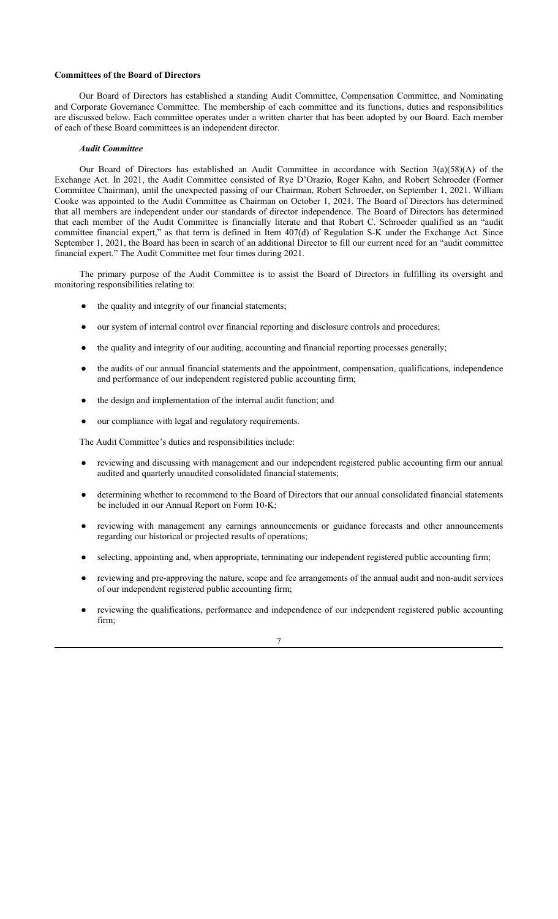**Committees of the Board of Directors**

Our Board of Directors has established a standing Audit Committee, Compensation Committee, and Nominating and Corporate Governance Committee. The membership of each committee and its functions, duties and responsibilities are discussed below. Each committee operates under a written charter that has been adopted by our Board. Each member of each of these Board committees is an independent director.

***Audit Committee***

Our Board of Directors has established an Audit Committee in accordance with Section 3(a)(58)(A) of the Exchange Act. In 2021, the Audit Committee consisted of Rye D'Orazio, Roger Kahn, and Robert Schroeder (Former Committee Chairman), until the unexpected passing of our Chairman, Robert Schroeder, on September 1, 2021. William Cooke was appointed to the Audit Committee as Chairman on October 1, 2021. The Board of Directors has determined that all members are independent under our standards of director independence. The Board of Directors has determined that each member of the Audit Committee is financially literate and that Robert C. Schroeder qualified as an "audit committee financial expert," as that term is defined in Item 407(d) of Regulation S-K under the Exchange Act. Since September 1, 2021, the Board has been in search of an additional Director to fill our current need for an "audit committee financial expert." The Audit Committee met four times during 2021.

The primary purpose of the Audit Committee is to assist the Board of Directors in fulfilling its oversight and monitoring responsibilities relating to:

- the quality and integrity of our financial statements;
- our system of internal control over financial reporting and disclosure controls and procedures;
- the quality and integrity of our auditing, accounting and financial reporting processes generally;
- the audits of our annual financial statements and the appointment, compensation, qualifications, independence and performance of our independent registered public accounting firm;
- the design and implementation of the internal audit function; and
- our compliance with legal and regulatory requirements.

The Audit Committee's duties and responsibilities include:

- reviewing and discussing with management and our independent registered public accounting firm our annual audited and quarterly unaudited consolidated financial statements;
- determining whether to recommend to the Board of Directors that our annual consolidated financial statements be included in our Annual Report on Form 10-K;
- reviewing with management any earnings announcements or guidance forecasts and other announcements regarding our historical or projected results of operations;
- selecting, appointing and, when appropriate, terminating our independent registered public accounting firm;
- reviewing and pre-approving the nature, scope and fee arrangements of the annual audit and non-audit services of our independent registered public accounting firm;
- reviewing the qualifications, performance and independence of our independent registered public accounting firm;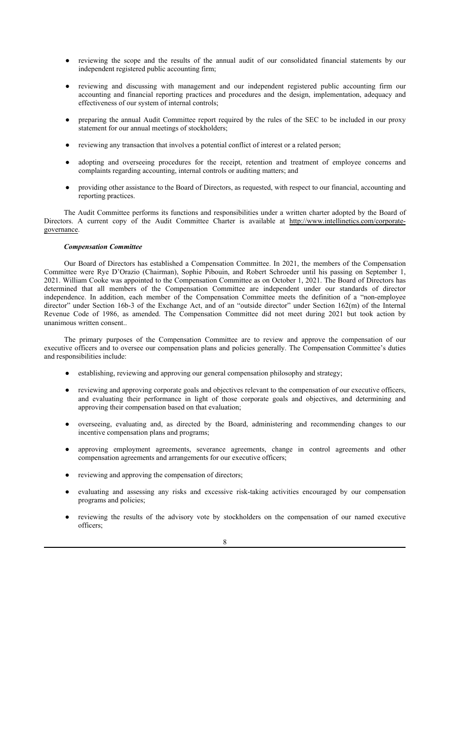- reviewing the scope and the results of the annual audit of our consolidated financial statements by our independent registered public accounting firm;
- reviewing and discussing with management and our independent registered public accounting firm our accounting and financial reporting practices and procedures and the design, implementation, adequacy and effectiveness of our system of internal controls;
- preparing the annual Audit Committee report required by the rules of the SEC to be included in our proxy statement for our annual meetings of stockholders;
- reviewing any transaction that involves a potential conflict of interest or a related person;
- adopting and overseeing procedures for the receipt, retention and treatment of employee concerns and complaints regarding accounting, internal controls or auditing matters; and
- providing other assistance to the Board of Directors, as requested, with respect to our financial, accounting and reporting practices.

The Audit Committee performs its functions and responsibilities under a written charter adopted by the Board of Directors. A current copy of the Audit Committee Charter is available at http://www.intellinetics.com/corporate-governance.

***Compensation Committee***

Our Board of Directors has established a Compensation Committee. In 2021, the members of the Compensation Committee were Rye D'Orazio (Chairman), Sophie Pibouin, and Robert Schroeder until his passing on September 1, 2021. William Cooke was appointed to the Compensation Committee as on October 1, 2021. The Board of Directors has determined that all members of the Compensation Committee are independent under our standards of director independence. In addition, each member of the Compensation Committee meets the definition of a "non-employee director" under Section 16b-3 of the Exchange Act, and of an "outside director" under Section 162(m) of the Internal Revenue Code of 1986, as amended. The Compensation Committee did not meet during 2021 but took action by unanimous written consent..

The primary purposes of the Compensation Committee are to review and approve the compensation of our executive officers and to oversee our compensation plans and policies generally. The Compensation Committee's duties and responsibilities include:

- establishing, reviewing and approving our general compensation philosophy and strategy;
- reviewing and approving corporate goals and objectives relevant to the compensation of our executive officers, and evaluating their performance in light of those corporate goals and objectives, and determining and approving their compensation based on that evaluation;
- overseeing, evaluating and, as directed by the Board, administering and recommending changes to our incentive compensation plans and programs;
- approving employment agreements, severance agreements, change in control agreements and other compensation agreements and arrangements for our executive officers;
- reviewing and approving the compensation of directors;
- evaluating and assessing any risks and excessive risk-taking activities encouraged by our compensation programs and policies;
- reviewing the results of the advisory vote by stockholders on the compensation of our named executive officers;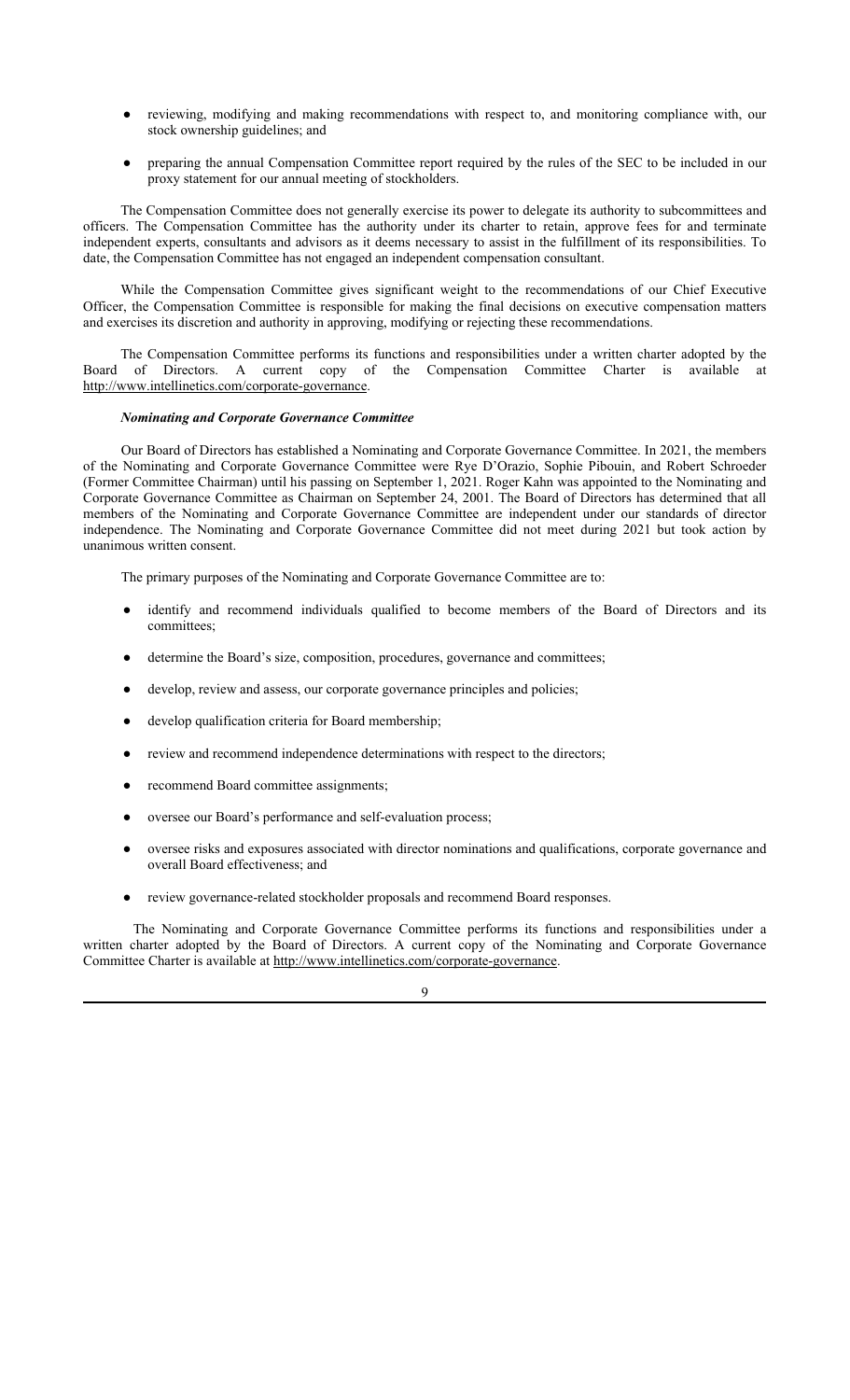- reviewing, modifying and making recommendations with respect to, and monitoring compliance with, our stock ownership guidelines; and

- preparing the annual Compensation Committee report required by the rules of the SEC to be included in our proxy statement for our annual meeting of stockholders.

The Compensation Committee does not generally exercise its power to delegate its authority to subcommittees and officers. The Compensation Committee has the authority under its charter to retain, approve fees for and terminate independent experts, consultants and advisors as it deems necessary to assist in the fulfillment of its responsibilities. To date, the Compensation Committee has not engaged an independent compensation consultant.

While the Compensation Committee gives significant weight to the recommendations of our Chief Executive Officer, the Compensation Committee is responsible for making the final decisions on executive compensation matters and exercises its discretion and authority in approving, modifying or rejecting these recommendations.

The Compensation Committee performs its functions and responsibilities under a written charter adopted by the Board of Directors. A current copy of the Compensation Committee Charter is available at http://www.intellinetics.com/corporate-governance.

***Nominating and Corporate Governance Committee***

Our Board of Directors has established a Nominating and Corporate Governance Committee. In 2021, the members of the Nominating and Corporate Governance Committee were Rye D'Orazio, Sophie Pibouin, and Robert Schroeder (Former Committee Chairman) until his passing on September 1, 2021. Roger Kahn was appointed to the Nominating and Corporate Governance Committee as Chairman on September 24, 2001. The Board of Directors has determined that all members of the Nominating and Corporate Governance Committee are independent under our standards of director independence. The Nominating and Corporate Governance Committee did not meet during 2021 but took action by unanimous written consent.

The primary purposes of the Nominating and Corporate Governance Committee are to:

- identify and recommend individuals qualified to become members of the Board of Directors and its committees;

- determine the Board's size, composition, procedures, governance and committees;

- develop, review and assess, our corporate governance principles and policies;

- develop qualification criteria for Board membership;

- review and recommend independence determinations with respect to the directors;

- recommend Board committee assignments;

- oversee our Board's performance and self-evaluation process;

- oversee risks and exposures associated with director nominations and qualifications, corporate governance and overall Board effectiveness; and

- review governance-related stockholder proposals and recommend Board responses.

The Nominating and Corporate Governance Committee performs its functions and responsibilities under a written charter adopted by the Board of Directors. A current copy of the Nominating and Corporate Governance Committee Charter is available at http://www.intellinetics.com/corporate-governance.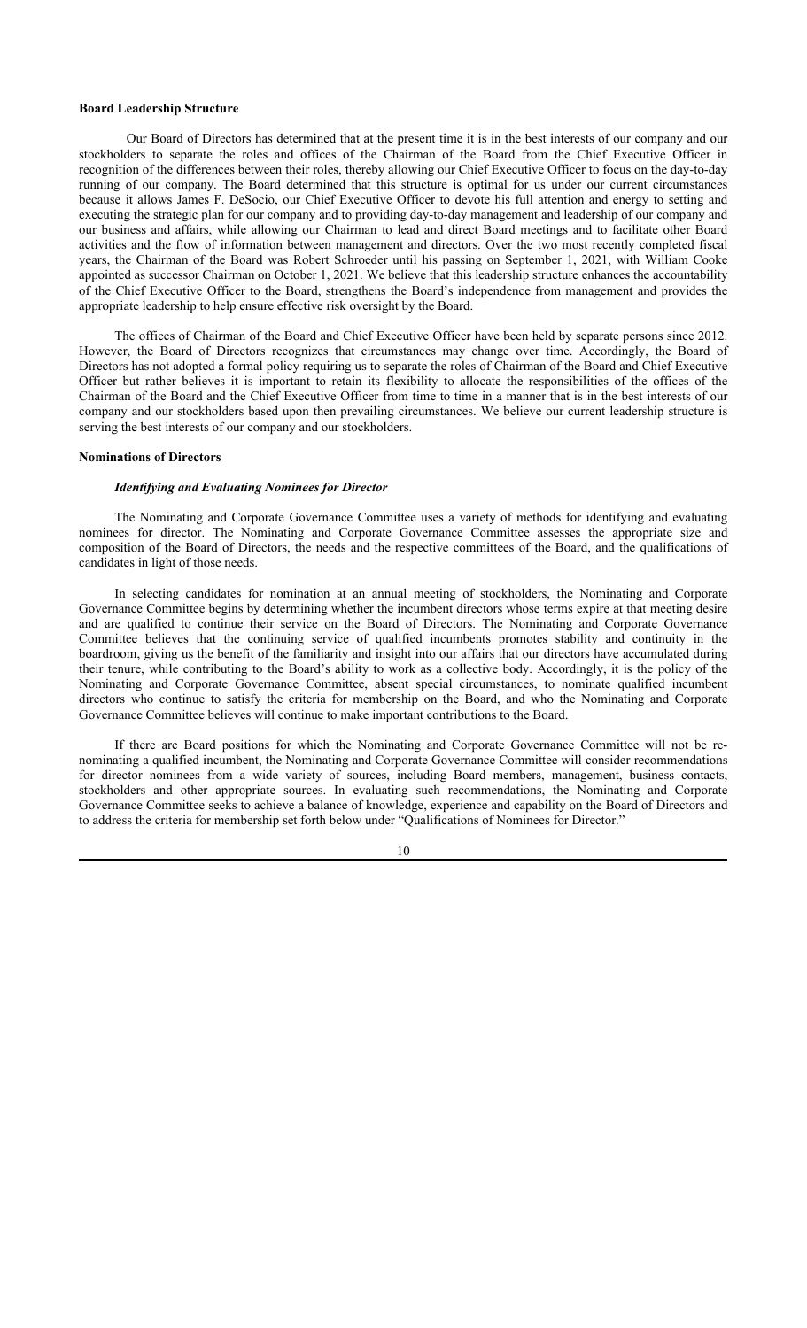**Board Leadership Structure**

Our Board of Directors has determined that at the present time it is in the best interests of our company and our stockholders to separate the roles and offices of the Chairman of the Board from the Chief Executive Officer in recognition of the differences between their roles, thereby allowing our Chief Executive Officer to focus on the day-to-day running of our company. The Board determined that this structure is optimal for us under our current circumstances because it allows James F. DeSocio, our Chief Executive Officer to devote his full attention and energy to setting and executing the strategic plan for our company and to providing day-to-day management and leadership of our company and our business and affairs, while allowing our Chairman to lead and direct Board meetings and to facilitate other Board activities and the flow of information between management and directors. Over the two most recently completed fiscal years, the Chairman of the Board was Robert Schroeder until his passing on September 1, 2021, with William Cooke appointed as successor Chairman on October 1, 2021. We believe that this leadership structure enhances the accountability of the Chief Executive Officer to the Board, strengthens the Board's independence from management and provides the appropriate leadership to help ensure effective risk oversight by the Board.

The offices of Chairman of the Board and Chief Executive Officer have been held by separate persons since 2012. However, the Board of Directors recognizes that circumstances may change over time. Accordingly, the Board of Directors has not adopted a formal policy requiring us to separate the roles of Chairman of the Board and Chief Executive Officer but rather believes it is important to retain its flexibility to allocate the responsibilities of the offices of the Chairman of the Board and the Chief Executive Officer from time to time in a manner that is in the best interests of our company and our stockholders based upon then prevailing circumstances. We believe our current leadership structure is serving the best interests of our company and our stockholders.

**Nominations of Directors**

***Identifying and Evaluating Nominees for Director***

The Nominating and Corporate Governance Committee uses a variety of methods for identifying and evaluating nominees for director. The Nominating and Corporate Governance Committee assesses the appropriate size and composition of the Board of Directors, the needs and the respective committees of the Board, and the qualifications of candidates in light of those needs.

In selecting candidates for nomination at an annual meeting of stockholders, the Nominating and Corporate Governance Committee begins by determining whether the incumbent directors whose terms expire at that meeting desire and are qualified to continue their service on the Board of Directors. The Nominating and Corporate Governance Committee believes that the continuing service of qualified incumbents promotes stability and continuity in the boardroom, giving us the benefit of the familiarity and insight into our affairs that our directors have accumulated during their tenure, while contributing to the Board's ability to work as a collective body. Accordingly, it is the policy of the Nominating and Corporate Governance Committee, absent special circumstances, to nominate qualified incumbent directors who continue to satisfy the criteria for membership on the Board, and who the Nominating and Corporate Governance Committee believes will continue to make important contributions to the Board.

If there are Board positions for which the Nominating and Corporate Governance Committee will not be re-nominating a qualified incumbent, the Nominating and Corporate Governance Committee will consider recommendations for director nominees from a wide variety of sources, including Board members, management, business contacts, stockholders and other appropriate sources. In evaluating such recommendations, the Nominating and Corporate Governance Committee seeks to achieve a balance of knowledge, experience and capability on the Board of Directors and to address the criteria for membership set forth below under "Qualifications of Nominees for Director."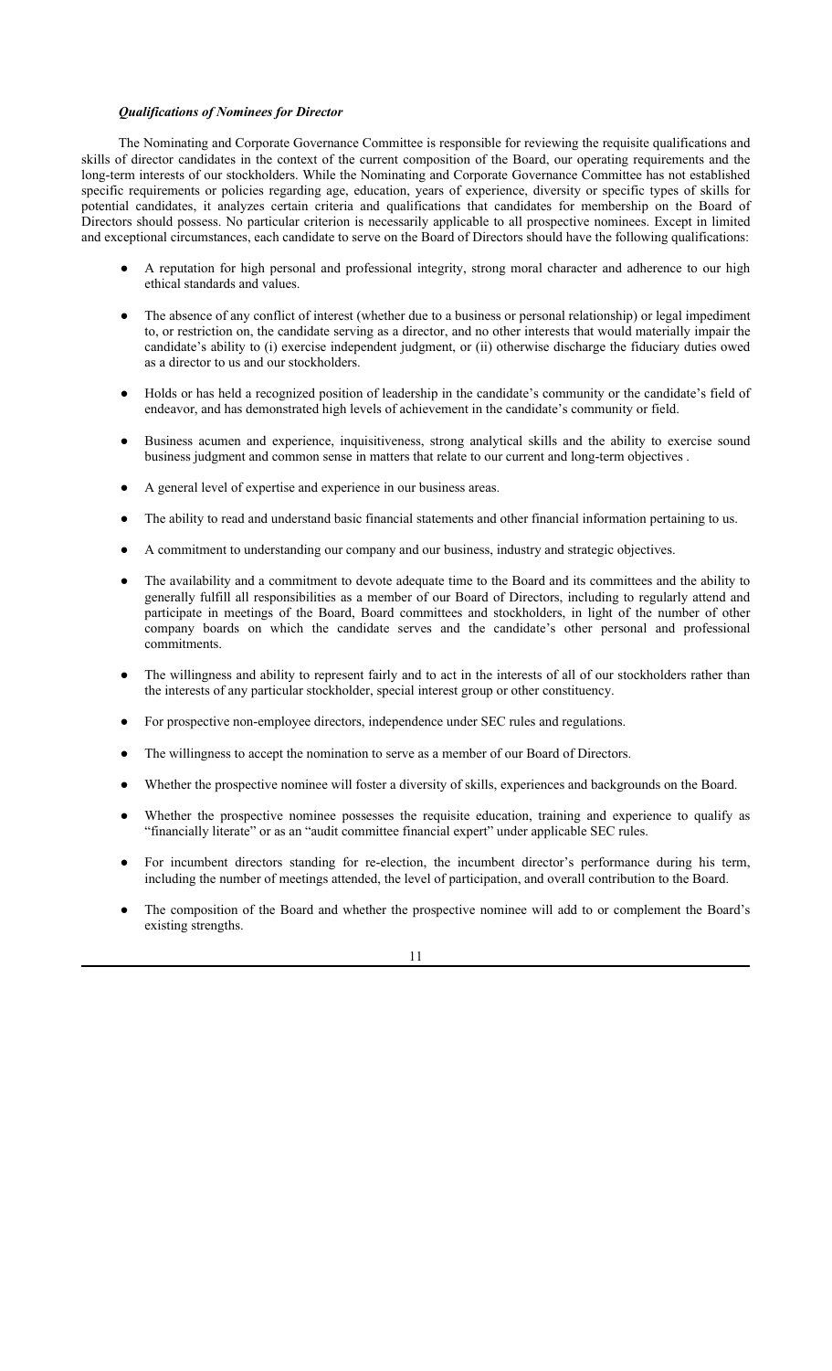***Qualifications of Nominees for Director***

The Nominating and Corporate Governance Committee is responsible for reviewing the requisite qualifications and skills of director candidates in the context of the current composition of the Board, our operating requirements and the long-term interests of our stockholders. While the Nominating and Corporate Governance Committee has not established specific requirements or policies regarding age, education, years of experience, diversity or specific types of skills for potential candidates, it analyzes certain criteria and qualifications that candidates for membership on the Board of Directors should possess. No particular criterion is necessarily applicable to all prospective nominees. Except in limited and exceptional circumstances, each candidate to serve on the Board of Directors should have the following qualifications:

- A reputation for high personal and professional integrity, strong moral character and adherence to our high ethical standards and values.
- The absence of any conflict of interest (whether due to a business or personal relationship) or legal impediment to, or restriction on, the candidate serving as a director, and no other interests that would materially impair the candidate's ability to (i) exercise independent judgment, or (ii) otherwise discharge the fiduciary duties owed as a director to us and our stockholders.
- Holds or has held a recognized position of leadership in the candidate's community or the candidate's field of endeavor, and has demonstrated high levels of achievement in the candidate's community or field.
- Business acumen and experience, inquisitiveness, strong analytical skills and the ability to exercise sound business judgment and common sense in matters that relate to our current and long-term objectives .
- A general level of expertise and experience in our business areas.
- The ability to read and understand basic financial statements and other financial information pertaining to us.
- A commitment to understanding our company and our business, industry and strategic objectives.
- The availability and a commitment to devote adequate time to the Board and its committees and the ability to generally fulfill all responsibilities as a member of our Board of Directors, including to regularly attend and participate in meetings of the Board, Board committees and stockholders, in light of the number of other company boards on which the candidate serves and the candidate's other personal and professional commitments.
- The willingness and ability to represent fairly and to act in the interests of all of our stockholders rather than the interests of any particular stockholder, special interest group or other constituency.
- For prospective non-employee directors, independence under SEC rules and regulations.
- The willingness to accept the nomination to serve as a member of our Board of Directors.
- Whether the prospective nominee will foster a diversity of skills, experiences and backgrounds on the Board.
- Whether the prospective nominee possesses the requisite education, training and experience to qualify as "financially literate" or as an "audit committee financial expert" under applicable SEC rules.
- For incumbent directors standing for re-election, the incumbent director's performance during his term, including the number of meetings attended, the level of participation, and overall contribution to the Board.
- The composition of the Board and whether the prospective nominee will add to or complement the Board's existing strengths.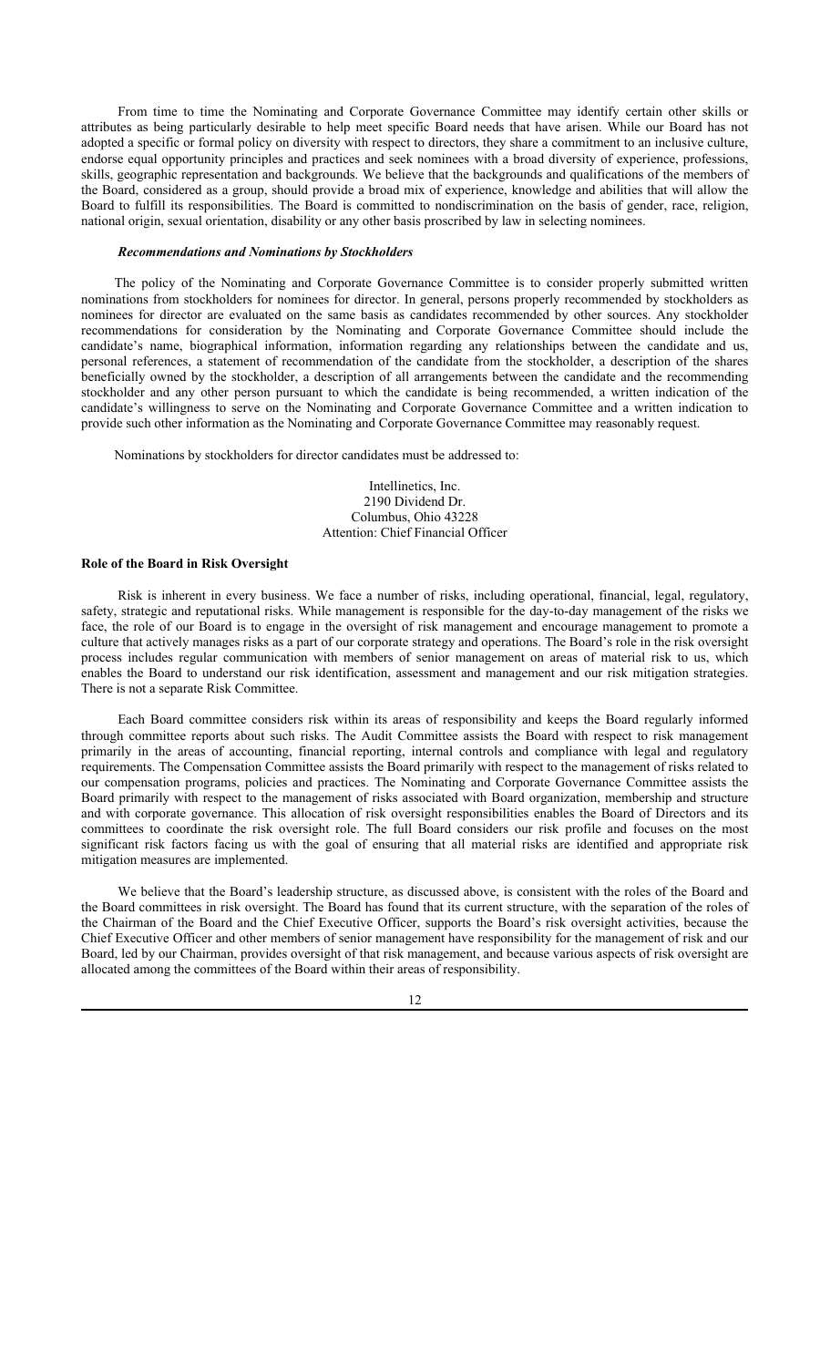From time to time the Nominating and Corporate Governance Committee may identify certain other skills or attributes as being particularly desirable to help meet specific Board needs that have arisen. While our Board has not adopted a specific or formal policy on diversity with respect to directors, they share a commitment to an inclusive culture, endorse equal opportunity principles and practices and seek nominees with a broad diversity of experience, professions, skills, geographic representation and backgrounds. We believe that the backgrounds and qualifications of the members of the Board, considered as a group, should provide a broad mix of experience, knowledge and abilities that will allow the Board to fulfill its responsibilities. The Board is committed to nondiscrimination on the basis of gender, race, religion, national origin, sexual orientation, disability or any other basis proscribed by law in selecting nominees.

***Recommendations and Nominations by Stockholders***

The policy of the Nominating and Corporate Governance Committee is to consider properly submitted written nominations from stockholders for nominees for director. In general, persons properly recommended by stockholders as nominees for director are evaluated on the same basis as candidates recommended by other sources. Any stockholder recommendations for consideration by the Nominating and Corporate Governance Committee should include the candidate's name, biographical information, information regarding any relationships between the candidate and us, personal references, a statement of recommendation of the candidate from the stockholder, a description of the shares beneficially owned by the stockholder, a description of all arrangements between the candidate and the recommending stockholder and any other person pursuant to which the candidate is being recommended, a written indication of the candidate's willingness to serve on the Nominating and Corporate Governance Committee and a written indication to provide such other information as the Nominating and Corporate Governance Committee may reasonably request.

Nominations by stockholders for director candidates must be addressed to:

Intellinetics, Inc.
2190 Dividend Dr.
Columbus, Ohio 43228
Attention: Chief Financial Officer

**Role of the Board in Risk Oversight**

Risk is inherent in every business. We face a number of risks, including operational, financial, legal, regulatory, safety, strategic and reputational risks. While management is responsible for the day-to-day management of the risks we face, the role of our Board is to engage in the oversight of risk management and encourage management to promote a culture that actively manages risks as a part of our corporate strategy and operations. The Board's role in the risk oversight process includes regular communication with members of senior management on areas of material risk to us, which enables the Board to understand our risk identification, assessment and management and our risk mitigation strategies. There is not a separate Risk Committee.

Each Board committee considers risk within its areas of responsibility and keeps the Board regularly informed through committee reports about such risks. The Audit Committee assists the Board with respect to risk management primarily in the areas of accounting, financial reporting, internal controls and compliance with legal and regulatory requirements. The Compensation Committee assists the Board primarily with respect to the management of risks related to our compensation programs, policies and practices. The Nominating and Corporate Governance Committee assists the Board primarily with respect to the management of risks associated with Board organization, membership and structure and with corporate governance. This allocation of risk oversight responsibilities enables the Board of Directors and its committees to coordinate the risk oversight role. The full Board considers our risk profile and focuses on the most significant risk factors facing us with the goal of ensuring that all material risks are identified and appropriate risk mitigation measures are implemented.

We believe that the Board's leadership structure, as discussed above, is consistent with the roles of the Board and the Board committees in risk oversight. The Board has found that its current structure, with the separation of the roles of the Chairman of the Board and the Chief Executive Officer, supports the Board's risk oversight activities, because the Chief Executive Officer and other members of senior management have responsibility for the management of risk and our Board, led by our Chairman, provides oversight of that risk management, and because various aspects of risk oversight are allocated among the committees of the Board within their areas of responsibility.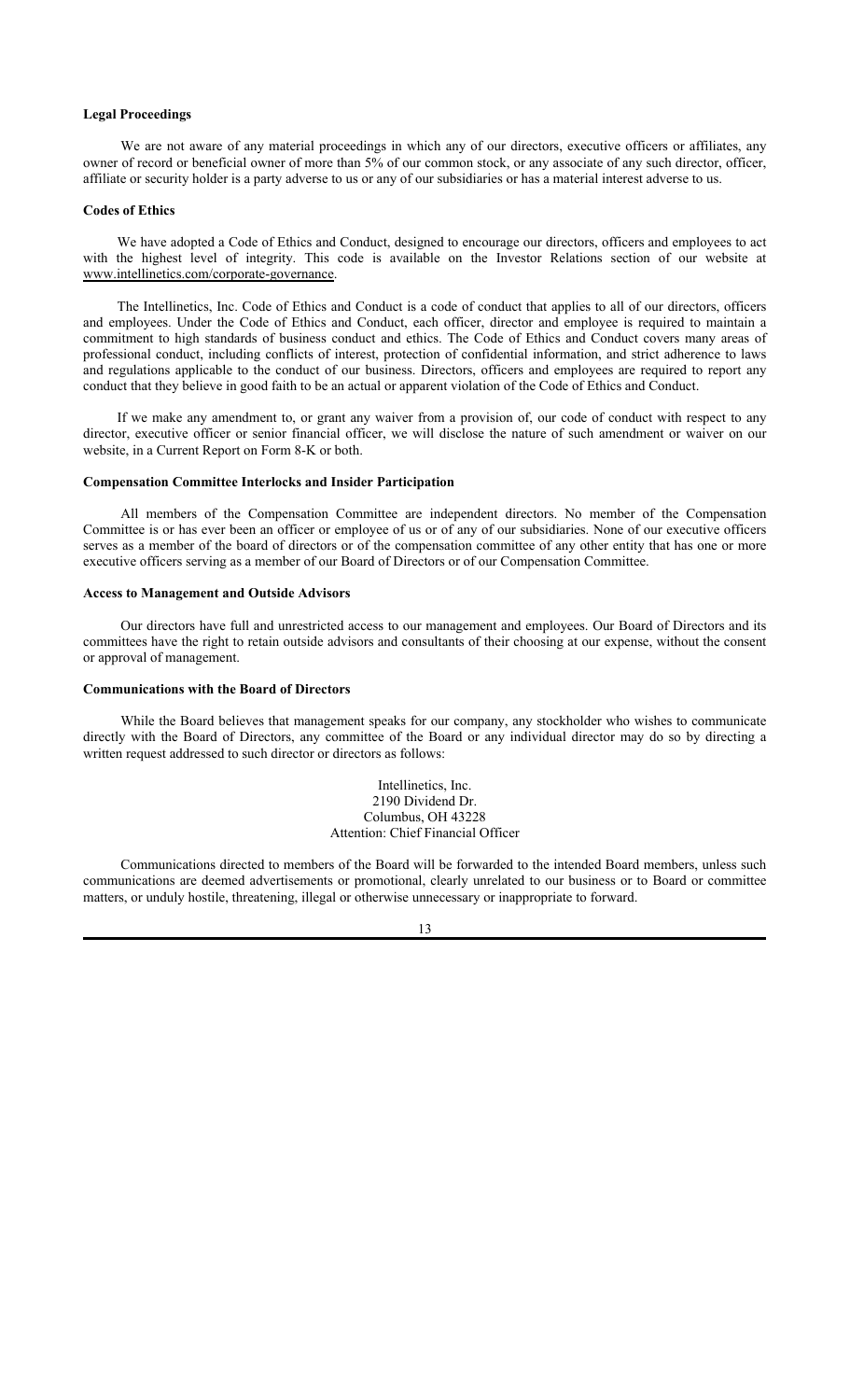**Legal Proceedings**

We are not aware of any material proceedings in which any of our directors, executive officers or affiliates, any owner of record or beneficial owner of more than 5% of our common stock, or any associate of any such director, officer, affiliate or security holder is a party adverse to us or any of our subsidiaries or has a material interest adverse to us.

**Codes of Ethics**

We have adopted a Code of Ethics and Conduct, designed to encourage our directors, officers and employees to act with the highest level of integrity. This code is available on the Investor Relations section of our website at www.intellinetics.com/corporate-governance.

The Intellinetics, Inc. Code of Ethics and Conduct is a code of conduct that applies to all of our directors, officers and employees. Under the Code of Ethics and Conduct, each officer, director and employee is required to maintain a commitment to high standards of business conduct and ethics. The Code of Ethics and Conduct covers many areas of professional conduct, including conflicts of interest, protection of confidential information, and strict adherence to laws and regulations applicable to the conduct of our business. Directors, officers and employees are required to report any conduct that they believe in good faith to be an actual or apparent violation of the Code of Ethics and Conduct.

If we make any amendment to, or grant any waiver from a provision of, our code of conduct with respect to any director, executive officer or senior financial officer, we will disclose the nature of such amendment or waiver on our website, in a Current Report on Form 8-K or both.

**Compensation Committee Interlocks and Insider Participation**

All members of the Compensation Committee are independent directors. No member of the Compensation Committee is or has ever been an officer or employee of us or of any of our subsidiaries. None of our executive officers serves as a member of the board of directors or of the compensation committee of any other entity that has one or more executive officers serving as a member of our Board of Directors or of our Compensation Committee.

**Access to Management and Outside Advisors**

Our directors have full and unrestricted access to our management and employees. Our Board of Directors and its committees have the right to retain outside advisors and consultants of their choosing at our expense, without the consent or approval of management.

**Communications with the Board of Directors**

While the Board believes that management speaks for our company, any stockholder who wishes to communicate directly with the Board of Directors, any committee of the Board or any individual director may do so by directing a written request addressed to such director or directors as follows:

Intellinetics, Inc.
2190 Dividend Dr.
Columbus, OH 43228
Attention: Chief Financial Officer

Communications directed to members of the Board will be forwarded to the intended Board members, unless such communications are deemed advertisements or promotional, clearly unrelated to our business or to Board or committee matters, or unduly hostile, threatening, illegal or otherwise unnecessary or inappropriate to forward.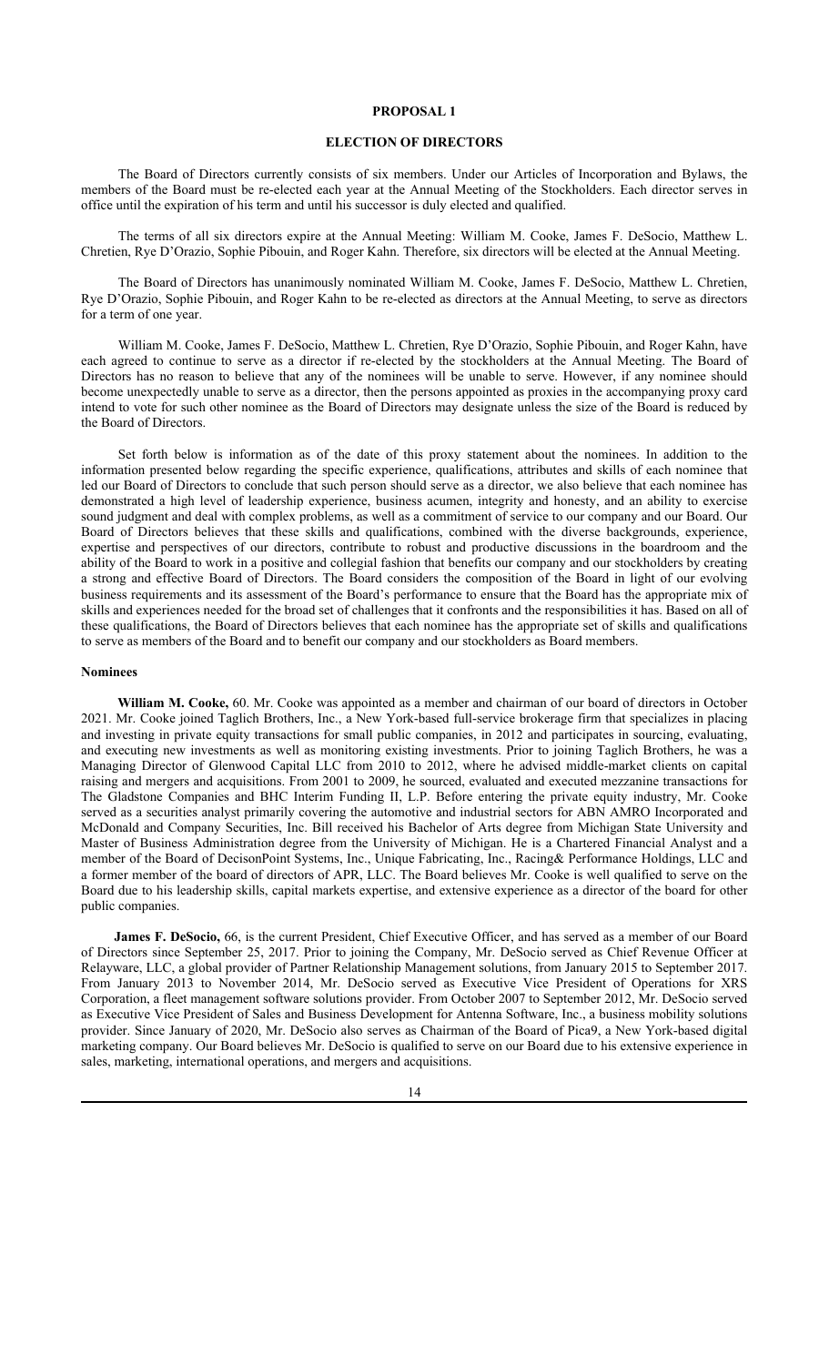# PROPOSAL 1

## ELECTION OF DIRECTORS

The Board of Directors currently consists of six members. Under our Articles of Incorporation and Bylaws, the members of the Board must be re-elected each year at the Annual Meeting of the Stockholders. Each director serves in office until the expiration of his term and until his successor is duly elected and qualified.

The terms of all six directors expire at the Annual Meeting: William M. Cooke, James F. DeSocio, Matthew L. Chretien, Rye D'Orazio, Sophie Pibouin, and Roger Kahn. Therefore, six directors will be elected at the Annual Meeting.

The Board of Directors has unanimously nominated William M. Cooke, James F. DeSocio, Matthew L. Chretien, Rye D'Orazio, Sophie Pibouin, and Roger Kahn to be re-elected as directors at the Annual Meeting, to serve as directors for a term of one year.

William M. Cooke, James F. DeSocio, Matthew L. Chretien, Rye D'Orazio, Sophie Pibouin, and Roger Kahn, have each agreed to continue to serve as a director if re-elected by the stockholders at the Annual Meeting. The Board of Directors has no reason to believe that any of the nominees will be unable to serve. However, if any nominee should become unexpectedly unable to serve as a director, then the persons appointed as proxies in the accompanying proxy card intend to vote for such other nominee as the Board of Directors may designate unless the size of the Board is reduced by the Board of Directors.

Set forth below is information as of the date of this proxy statement about the nominees. In addition to the information presented below regarding the specific experience, qualifications, attributes and skills of each nominee that led our Board of Directors to conclude that such person should serve as a director, we also believe that each nominee has demonstrated a high level of leadership experience, business acumen, integrity and honesty, and an ability to exercise sound judgment and deal with complex problems, as well as a commitment of service to our company and our Board. Our Board of Directors believes that these skills and qualifications, combined with the diverse backgrounds, experience, expertise and perspectives of our directors, contribute to robust and productive discussions in the boardroom and the ability of the Board to work in a positive and collegial fashion that benefits our company and our stockholders by creating a strong and effective Board of Directors. The Board considers the composition of the Board in light of our evolving business requirements and its assessment of the Board's performance to ensure that the Board has the appropriate mix of skills and experiences needed for the broad set of challenges that it confronts and the responsibilities it has. Based on all of these qualifications, the Board of Directors believes that each nominee has the appropriate set of skills and qualifications to serve as members of the Board and to benefit our company and our stockholders as Board members.

### Nominees

**William M. Cooke,** 60. Mr. Cooke was appointed as a member and chairman of our board of directors in October 2021. Mr. Cooke joined Taglich Brothers, Inc., a New York-based full-service brokerage firm that specializes in placing and investing in private equity transactions for small public companies, in 2012 and participates in sourcing, evaluating, and executing new investments as well as monitoring existing investments. Prior to joining Taglich Brothers, he was a Managing Director of Glenwood Capital LLC from 2010 to 2012, where he advised middle-market clients on capital raising and mergers and acquisitions. From 2001 to 2009, he sourced, evaluated and executed mezzanine transactions for The Gladstone Companies and BHC Interim Funding II, L.P. Before entering the private equity industry, Mr. Cooke served as a securities analyst primarily covering the automotive and industrial sectors for ABN AMRO Incorporated and McDonald and Company Securities, Inc. Bill received his Bachelor of Arts degree from Michigan State University and Master of Business Administration degree from the University of Michigan. He is a Chartered Financial Analyst and a member of the Board of DecisonPoint Systems, Inc., Unique Fabricating, Inc., Racing& Performance Holdings, LLC and a former member of the board of directors of APR, LLC. The Board believes Mr. Cooke is well qualified to serve on the Board due to his leadership skills, capital markets expertise, and extensive experience as a director of the board for other public companies.

**James F. DeSocio,** 66, is the current President, Chief Executive Officer, and has served as a member of our Board of Directors since September 25, 2017. Prior to joining the Company, Mr. DeSocio served as Chief Revenue Officer at Relayware, LLC, a global provider of Partner Relationship Management solutions, from January 2015 to September 2017. From January 2013 to November 2014, Mr. DeSocio served as Executive Vice President of Operations for XRS Corporation, a fleet management software solutions provider. From October 2007 to September 2012, Mr. DeSocio served as Executive Vice President of Sales and Business Development for Antenna Software, Inc., a business mobility solutions provider. Since January of 2020, Mr. DeSocio also serves as Chairman of the Board of Pica9, a New York-based digital marketing company. Our Board believes Mr. DeSocio is qualified to serve on our Board due to his extensive experience in sales, marketing, international operations, and mergers and acquisitions.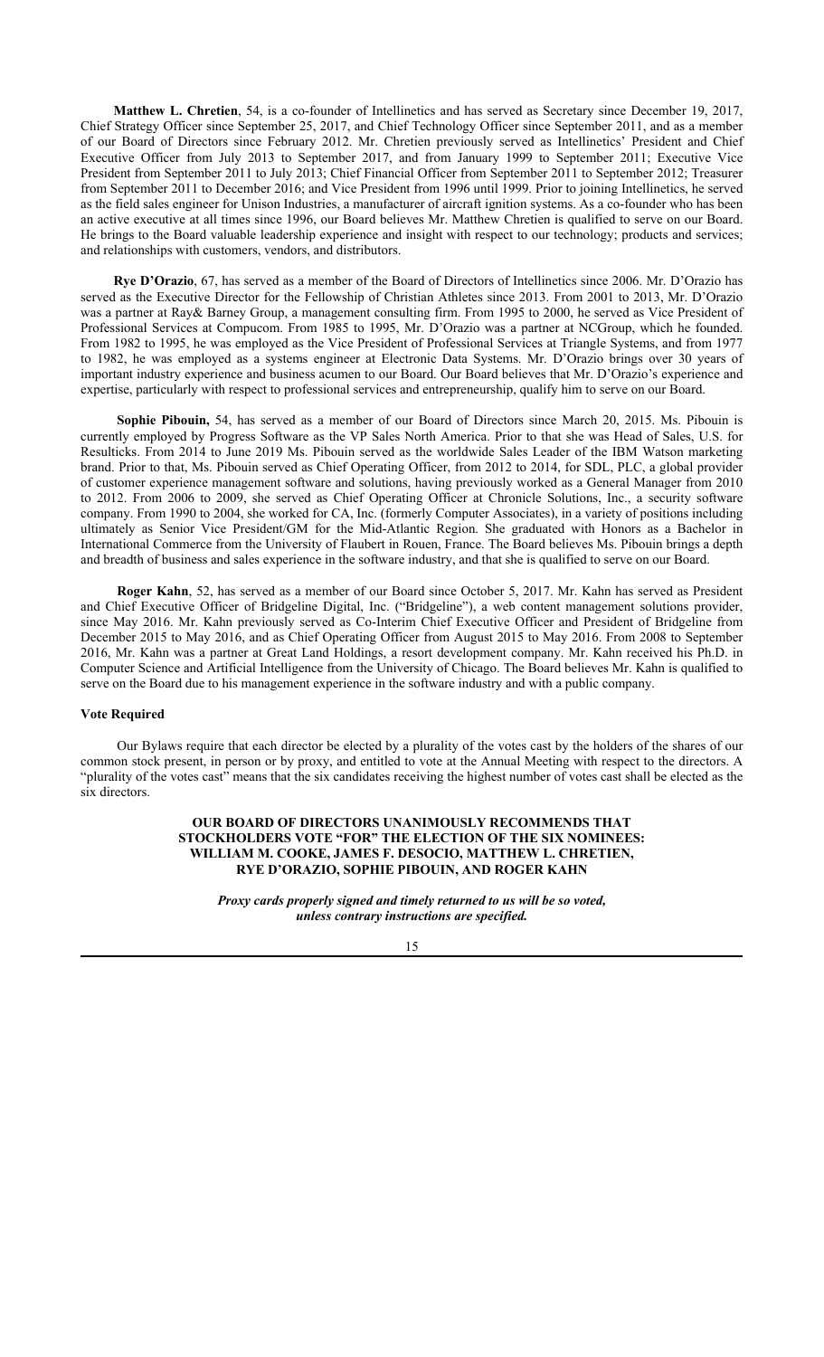**Matthew L. Chretien**, 54, is a co-founder of Intellinetics and has served as Secretary since December 19, 2017, Chief Strategy Officer since September 25, 2017, and Chief Technology Officer since September 2011, and as a member of our Board of Directors since February 2012. Mr. Chretien previously served as Intellinetics' President and Chief Executive Officer from July 2013 to September 2017, and from January 1999 to September 2011; Executive Vice President from September 2011 to July 2013; Chief Financial Officer from September 2011 to September 2012; Treasurer from September 2011 to December 2016; and Vice President from 1996 until 1999. Prior to joining Intellinetics, he served as the field sales engineer for Unison Industries, a manufacturer of aircraft ignition systems. As a co-founder who has been an active executive at all times since 1996, our Board believes Mr. Matthew Chretien is qualified to serve on our Board. He brings to the Board valuable leadership experience and insight with respect to our technology; products and services; and relationships with customers, vendors, and distributors.

**Rye D'Orazio**, 67, has served as a member of the Board of Directors of Intellinetics since 2006. Mr. D'Orazio has served as the Executive Director for the Fellowship of Christian Athletes since 2013. From 2001 to 2013, Mr. D'Orazio was a partner at Ray& Barney Group, a management consulting firm. From 1995 to 2000, he served as Vice President of Professional Services at Compucom. From 1985 to 1995, Mr. D'Orazio was a partner at NCGroup, which he founded. From 1982 to 1995, he was employed as the Vice President of Professional Services at Triangle Systems, and from 1977 to 1982, he was employed as a systems engineer at Electronic Data Systems. Mr. D'Orazio brings over 30 years of important industry experience and business acumen to our Board. Our Board believes that Mr. D'Orazio's experience and expertise, particularly with respect to professional services and entrepreneurship, qualify him to serve on our Board.

**Sophie Pibouin,** 54, has served as a member of our Board of Directors since March 20, 2015. Ms. Pibouin is currently employed by Progress Software as the VP Sales North America. Prior to that she was Head of Sales, U.S. for Resulticks. From 2014 to June 2019 Ms. Pibouin served as the worldwide Sales Leader of the IBM Watson marketing brand. Prior to that, Ms. Pibouin served as Chief Operating Officer, from 2012 to 2014, for SDL, PLC, a global provider of customer experience management software and solutions, having previously worked as a General Manager from 2010 to 2012. From 2006 to 2009, she served as Chief Operating Officer at Chronicle Solutions, Inc., a security software company. From 1990 to 2004, she worked for CA, Inc. (formerly Computer Associates), in a variety of positions including ultimately as Senior Vice President/GM for the Mid-Atlantic Region. She graduated with Honors as a Bachelor in International Commerce from the University of Flaubert in Rouen, France. The Board believes Ms. Pibouin brings a depth and breadth of business and sales experience in the software industry, and that she is qualified to serve on our Board.

**Roger Kahn**, 52, has served as a member of our Board since October 5, 2017. Mr. Kahn has served as President and Chief Executive Officer of Bridgeline Digital, Inc. ("Bridgeline"), a web content management solutions provider, since May 2016. Mr. Kahn previously served as Co-Interim Chief Executive Officer and President of Bridgeline from December 2015 to May 2016, and as Chief Operating Officer from August 2015 to May 2016. From 2008 to September 2016, Mr. Kahn was a partner at Great Land Holdings, a resort development company. Mr. Kahn received his Ph.D. in Computer Science and Artificial Intelligence from the University of Chicago. The Board believes Mr. Kahn is qualified to serve on the Board due to his management experience in the software industry and with a public company.

### Vote Required

Our Bylaws require that each director be elected by a plurality of the votes cast by the holders of the shares of our common stock present, in person or by proxy, and entitled to vote at the Annual Meeting with respect to the directors. A "plurality of the votes cast" means that the six candidates receiving the highest number of votes cast shall be elected as the six directors.

**OUR BOARD OF DIRECTORS UNANIMOUSLY RECOMMENDS THAT STOCKHOLDERS VOTE "FOR" THE ELECTION OF THE SIX NOMINEES: WILLIAM M. COOKE, JAMES F. DESOCIO, MATTHEW L. CHRETIEN, RYE D'ORAZIO, SOPHIE PIBOUIN, AND ROGER KAHN**

***Proxy cards properly signed and timely returned to us will be so voted, unless contrary instructions are specified.***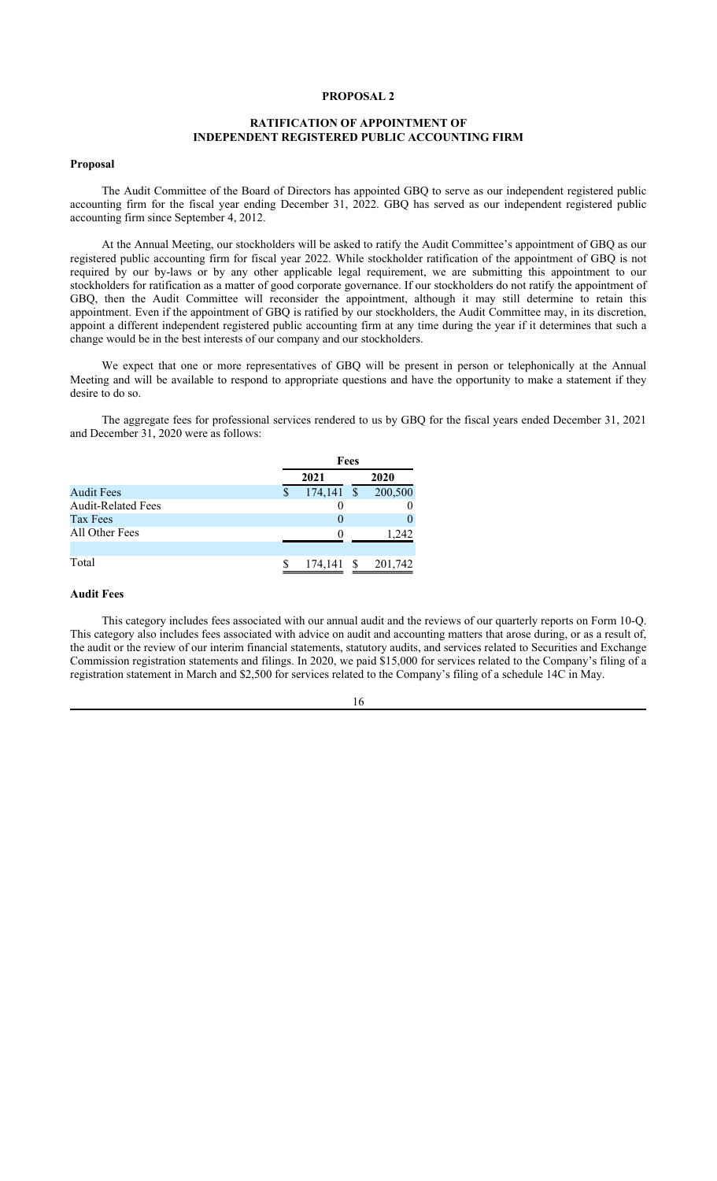## PROPOSAL 2

## RATIFICATION OF APPOINTMENT OF INDEPENDENT REGISTERED PUBLIC ACCOUNTING FIRM

### Proposal

The Audit Committee of the Board of Directors has appointed GBQ to serve as our independent registered public accounting firm for the fiscal year ending December 31, 2022. GBQ has served as our independent registered public accounting firm since September 4, 2012.

At the Annual Meeting, our stockholders will be asked to ratify the Audit Committee's appointment of GBQ as our registered public accounting firm for fiscal year 2022. While stockholder ratification of the appointment of GBQ is not required by our by-laws or by any other applicable legal requirement, we are submitting this appointment to our stockholders for ratification as a matter of good corporate governance. If our stockholders do not ratify the appointment of GBQ, then the Audit Committee will reconsider the appointment, although it may still determine to retain this appointment. Even if the appointment of GBQ is ratified by our stockholders, the Audit Committee may, in its discretion, appoint a different independent registered public accounting firm at any time during the year if it determines that such a change would be in the best interests of our company and our stockholders.

We expect that one or more representatives of GBQ will be present in person or telephonically at the Annual Meeting and will be available to respond to appropriate questions and have the opportunity to make a statement if they desire to do so.

The aggregate fees for professional services rendered to us by GBQ for the fiscal years ended December 31, 2021 and December 31, 2020 were as follows:

| | Fees | |
|---|---|---|
| | 2021 | 2020 |
| Audit Fees | $ 174,141 | $ 200,500 |
| Audit-Related Fees | 0 | 0 |
| Tax Fees | 0 | 0 |
| All Other Fees | 0 | 1,242 |
| | | |
| Total | $ 174,141 | $ 201,742 |

### Audit Fees

This category includes fees associated with our annual audit and the reviews of our quarterly reports on Form 10-Q. This category also includes fees associated with advice on audit and accounting matters that arose during, or as a result of, the audit or the review of our interim financial statements, statutory audits, and services related to Securities and Exchange Commission registration statements and filings. In 2020, we paid $15,000 for services related to the Company's filing of a registration statement in March and $2,500 for services related to the Company's filing of a schedule 14C in May.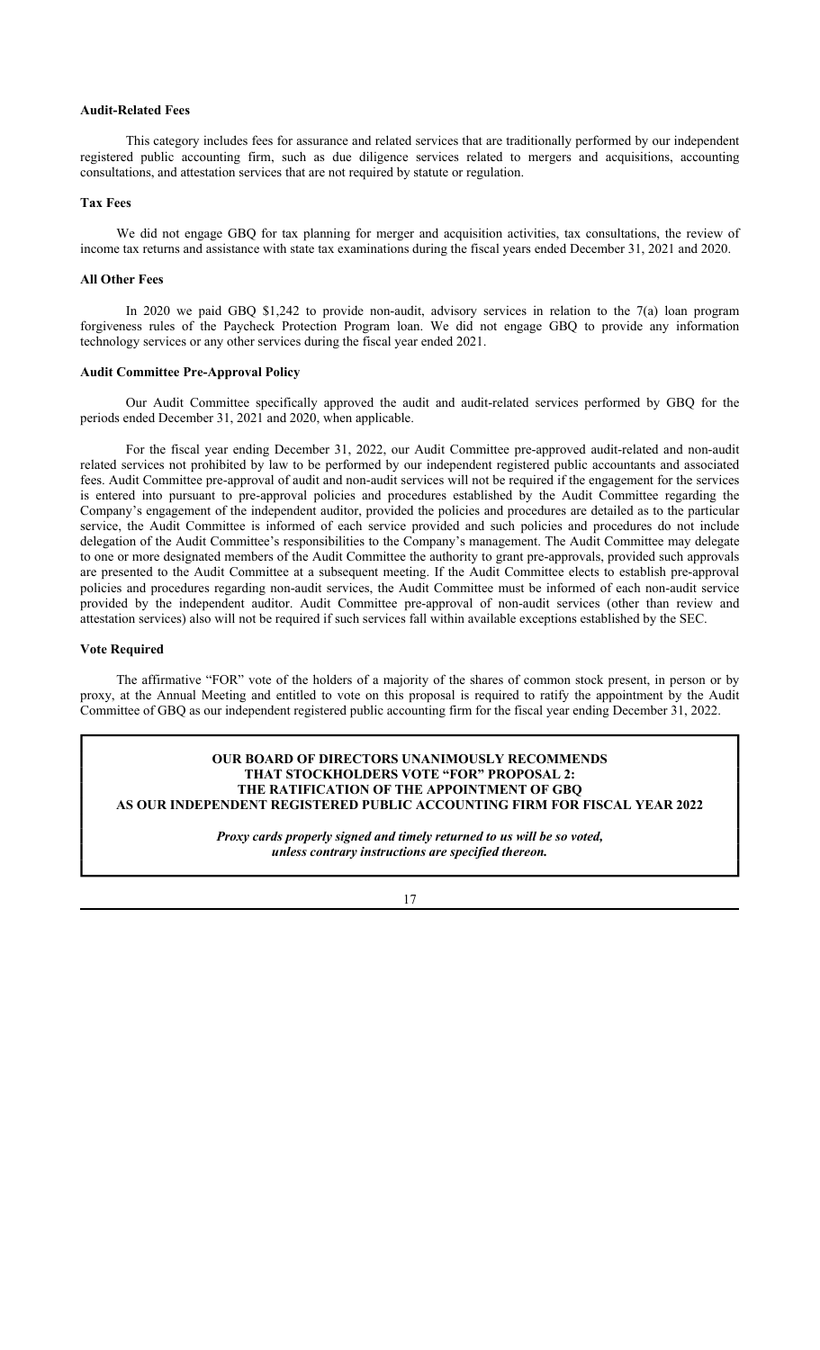### Audit-Related Fees

This category includes fees for assurance and related services that are traditionally performed by our independent registered public accounting firm, such as due diligence services related to mergers and acquisitions, accounting consultations, and attestation services that are not required by statute or regulation.

### Tax Fees

We did not engage GBQ for tax planning for merger and acquisition activities, tax consultations, the review of income tax returns and assistance with state tax examinations during the fiscal years ended December 31, 2021 and 2020.

### All Other Fees

In 2020 we paid GBQ $1,242 to provide non-audit, advisory services in relation to the 7(a) loan program forgiveness rules of the Paycheck Protection Program loan. We did not engage GBQ to provide any information technology services or any other services during the fiscal year ended 2021.

### Audit Committee Pre-Approval Policy

Our Audit Committee specifically approved the audit and audit-related services performed by GBQ for the periods ended December 31, 2021 and 2020, when applicable.

For the fiscal year ending December 31, 2022, our Audit Committee pre-approved audit-related and non-audit related services not prohibited by law to be performed by our independent registered public accountants and associated fees. Audit Committee pre-approval of audit and non-audit services will not be required if the engagement for the services is entered into pursuant to pre-approval policies and procedures established by the Audit Committee regarding the Company's engagement of the independent auditor, provided the policies and procedures are detailed as to the particular service, the Audit Committee is informed of each service provided and such policies and procedures do not include delegation of the Audit Committee's responsibilities to the Company's management. The Audit Committee may delegate to one or more designated members of the Audit Committee the authority to grant pre-approvals, provided such approvals are presented to the Audit Committee at a subsequent meeting. If the Audit Committee elects to establish pre-approval policies and procedures regarding non-audit services, the Audit Committee must be informed of each non-audit service provided by the independent auditor. Audit Committee pre-approval of non-audit services (other than review and attestation services) also will not be required if such services fall within available exceptions established by the SEC.

### Vote Required

The affirmative "FOR" vote of the holders of a majority of the shares of common stock present, in person or by proxy, at the Annual Meeting and entitled to vote on this proposal is required to ratify the appointment by the Audit Committee of GBQ as our independent registered public accounting firm for the fiscal year ending December 31, 2022.

**OUR BOARD OF DIRECTORS UNANIMOUSLY RECOMMENDS THAT STOCKHOLDERS VOTE "FOR" PROPOSAL 2: THE RATIFICATION OF THE APPOINTMENT OF GBQ AS OUR INDEPENDENT REGISTERED PUBLIC ACCOUNTING FIRM FOR FISCAL YEAR 2022**

***Proxy cards properly signed and timely returned to us will be so voted, unless contrary instructions are specified thereon.***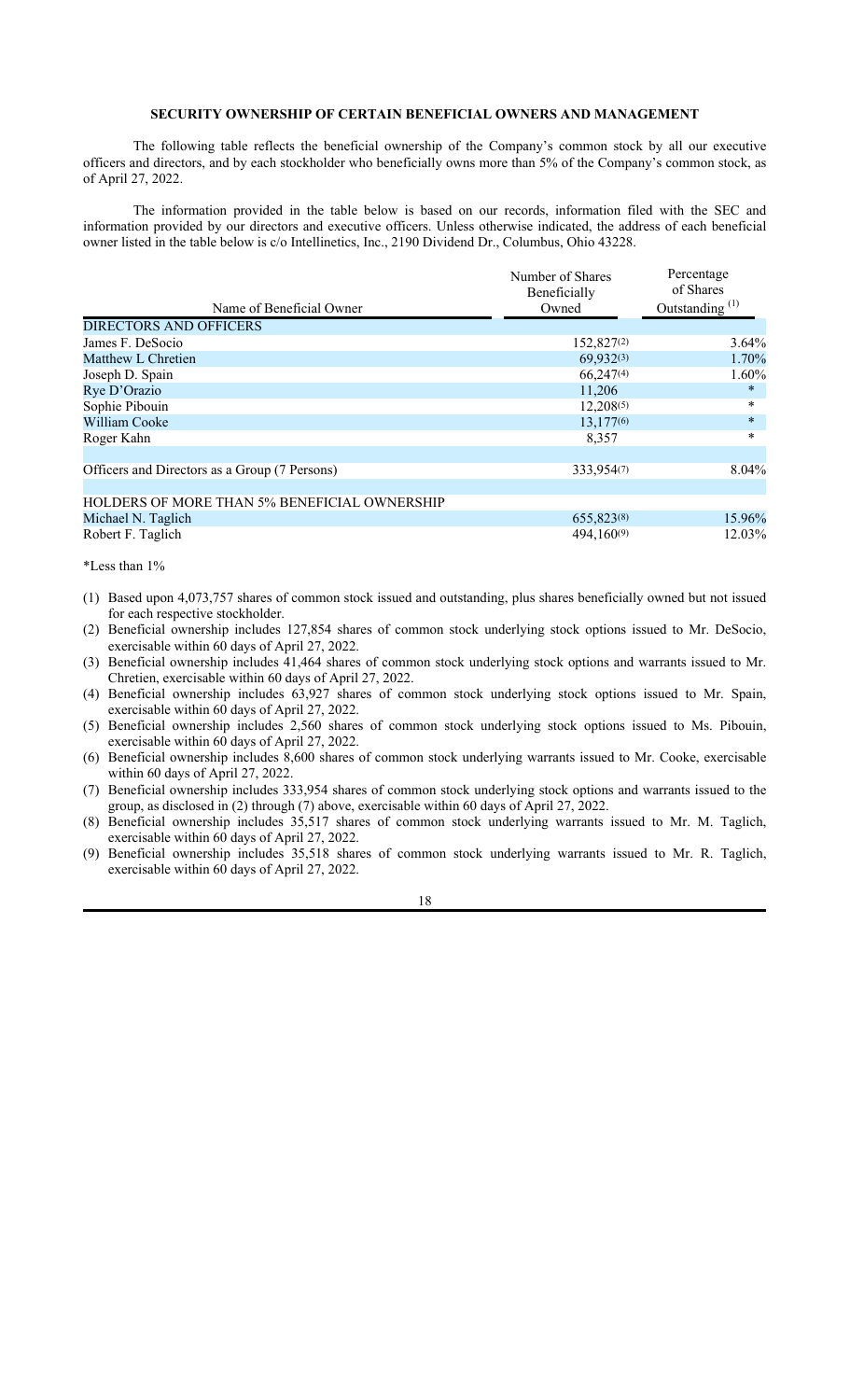## SECURITY OWNERSHIP OF CERTAIN BENEFICIAL OWNERS AND MANAGEMENT

The following table reflects the beneficial ownership of the Company's common stock by all our executive officers and directors, and by each stockholder who beneficially owns more than 5% of the Company's common stock, as of April 27, 2022.

The information provided in the table below is based on our records, information filed with the SEC and information provided by our directors and executive officers. Unless otherwise indicated, the address of each beneficial owner listed in the table below is c/o Intellinetics, Inc., 2190 Dividend Dr., Columbus, Ohio 43228.

| Name of Beneficial Owner | Number of Shares Beneficially Owned | Percentage of Shares Outstanding [(1)] |
|---|---|---|
| DIRECTORS AND OFFICERS | | |
| James F. DeSocio | 152,827[(2)] | 3.64% |
| Matthew L Chretien | 69,932[(3)] | 1.70% |
| Joseph D. Spain | 66,247[(4)] | 1.60% |
| Rye D'Orazio | 11,206 | * |
| Sophie Pibouin | 12,208[(5)] | * |
| William Cooke | 13,177[(6)] | * |
| Roger Kahn | 8,357 | * |
| | | |
| Officers and Directors as a Group (7 Persons) | 333,954[(7)] | 8.04% |
| | | |
| HOLDERS OF MORE THAN 5% BENEFICIAL OWNERSHIP | | |
| Michael N. Taglich | 655,823[(8)] | 15.96% |
| Robert F. Taglich | 494,160[(9)] | 12.03% |

*Less than 1%

(1) Based upon 4,073,757 shares of common stock issued and outstanding, plus shares beneficially owned but not issued for each respective stockholder.

(2) Beneficial ownership includes 127,854 shares of common stock underlying stock options issued to Mr. DeSocio, exercisable within 60 days of April 27, 2022.

(3) Beneficial ownership includes 41,464 shares of common stock underlying stock options and warrants issued to Mr. Chretien, exercisable within 60 days of April 27, 2022.

(4) Beneficial ownership includes 63,927 shares of common stock underlying stock options issued to Mr. Spain, exercisable within 60 days of April 27, 2022.

(5) Beneficial ownership includes 2,560 shares of common stock underlying stock options issued to Ms. Pibouin, exercisable within 60 days of April 27, 2022.

(6) Beneficial ownership includes 8,600 shares of common stock underlying warrants issued to Mr. Cooke, exercisable within 60 days of April 27, 2022.

(7) Beneficial ownership includes 333,954 shares of common stock underlying stock options and warrants issued to the group, as disclosed in (2) through (7) above, exercisable within 60 days of April 27, 2022.

(8) Beneficial ownership includes 35,517 shares of common stock underlying warrants issued to Mr. M. Taglich, exercisable within 60 days of April 27, 2022.

(9) Beneficial ownership includes 35,518 shares of common stock underlying warrants issued to Mr. R. Taglich, exercisable within 60 days of April 27, 2022.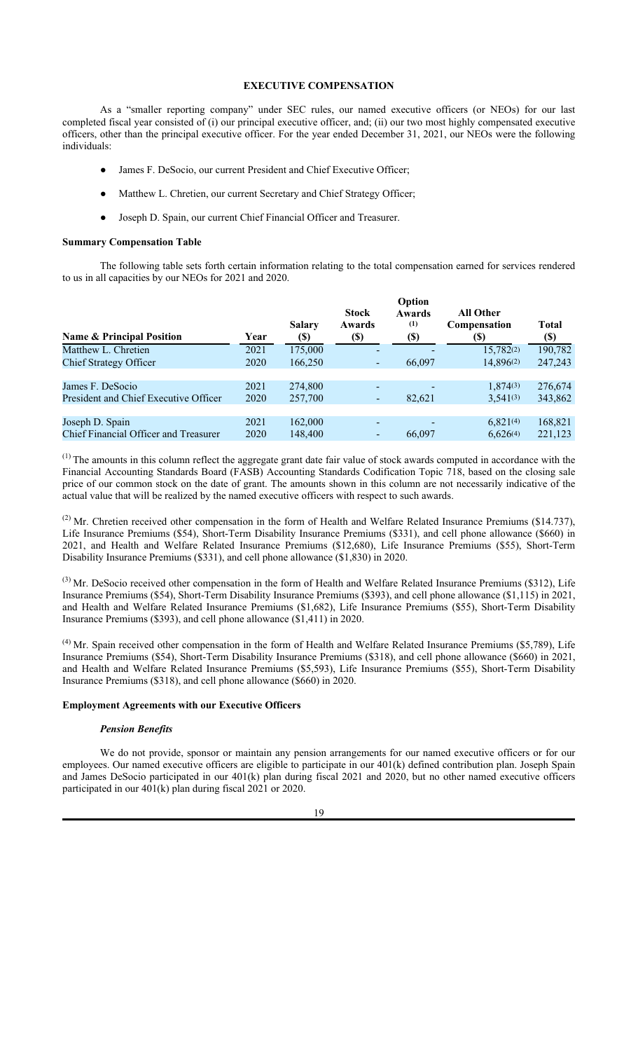## EXECUTIVE COMPENSATION

As a "smaller reporting company" under SEC rules, our named executive officers (or NEOs) for our last completed fiscal year consisted of (i) our principal executive officer, and; (ii) our two most highly compensated executive officers, other than the principal executive officer. For the year ended December 31, 2021, our NEOs were the following individuals:

- James F. DeSocio, our current President and Chief Executive Officer;
- Matthew L. Chretien, our current Secretary and Chief Strategy Officer;
- Joseph D. Spain, our current Chief Financial Officer and Treasurer.

### Summary Compensation Table

The following table sets forth certain information relating to the total compensation earned for services rendered to us in all capacities by our NEOs for 2021 and 2020.

| Name & Principal Position | Year | Salary ($) | Stock Awards ($) | Option Awards [(1)] ($) | All Other Compensation ($) | Total ($) |
|---|---|---|---|---|---|---|
| Matthew L. Chretien | 2021 | 175,000 | - | - | 15,782[(2)] | 190,782 |
| Chief Strategy Officer | 2020 | 166,250 | - | 66,097 | 14,896[(2)] | 247,243 |
| | | | | | | |
| James F. DeSocio | 2021 | 274,800 | - | - | 1,874[(3)] | 276,674 |
| President and Chief Executive Officer | 2020 | 257,700 | - | 82,621 | 3,541[(3)] | 343,862 |
| | | | | | | |
| Joseph D. Spain | 2021 | 162,000 | - | - | 6,821[(4)] | 168,821 |
| Chief Financial Officer and Treasurer | 2020 | 148,400 | - | 66,097 | 6,626[(4)] | 221,123 |

[(1)] The amounts in this column reflect the aggregate grant date fair value of stock awards computed in accordance with the Financial Accounting Standards Board (FASB) Accounting Standards Codification Topic 718, based on the closing sale price of our common stock on the date of grant. The amounts shown in this column are not necessarily indicative of the actual value that will be realized by the named executive officers with respect to such awards.

[(2)] Mr. Chretien received other compensation in the form of Health and Welfare Related Insurance Premiums ($14.737), Life Insurance Premiums ($54), Short-Term Disability Insurance Premiums ($331), and cell phone allowance ($660) in 2021, and Health and Welfare Related Insurance Premiums ($12,680), Life Insurance Premiums ($55), Short-Term Disability Insurance Premiums ($331), and cell phone allowance ($1,830) in 2020.

[(3)] Mr. DeSocio received other compensation in the form of Health and Welfare Related Insurance Premiums ($312), Life Insurance Premiums ($54), Short-Term Disability Insurance Premiums ($393), and cell phone allowance ($1,115) in 2021, and Health and Welfare Related Insurance Premiums ($1,682), Life Insurance Premiums ($55), Short-Term Disability Insurance Premiums ($393), and cell phone allowance ($1,411) in 2020.

[(4)] Mr. Spain received other compensation in the form of Health and Welfare Related Insurance Premiums ($5,789), Life Insurance Premiums ($54), Short-Term Disability Insurance Premiums ($318), and cell phone allowance ($660) in 2021, and Health and Welfare Related Insurance Premiums ($5,593), Life Insurance Premiums ($55), Short-Term Disability Insurance Premiums ($318), and cell phone allowance ($660) in 2020.

### Employment Agreements with our Executive Officers

#### *Pension Benefits*

We do not provide, sponsor or maintain any pension arrangements for our named executive officers or for our employees. Our named executive officers are eligible to participate in our 401(k) defined contribution plan. Joseph Spain and James DeSocio participated in our 401(k) plan during fiscal 2021 and 2020, but no other named executive officers participated in our 401(k) plan during fiscal 2021 or 2020.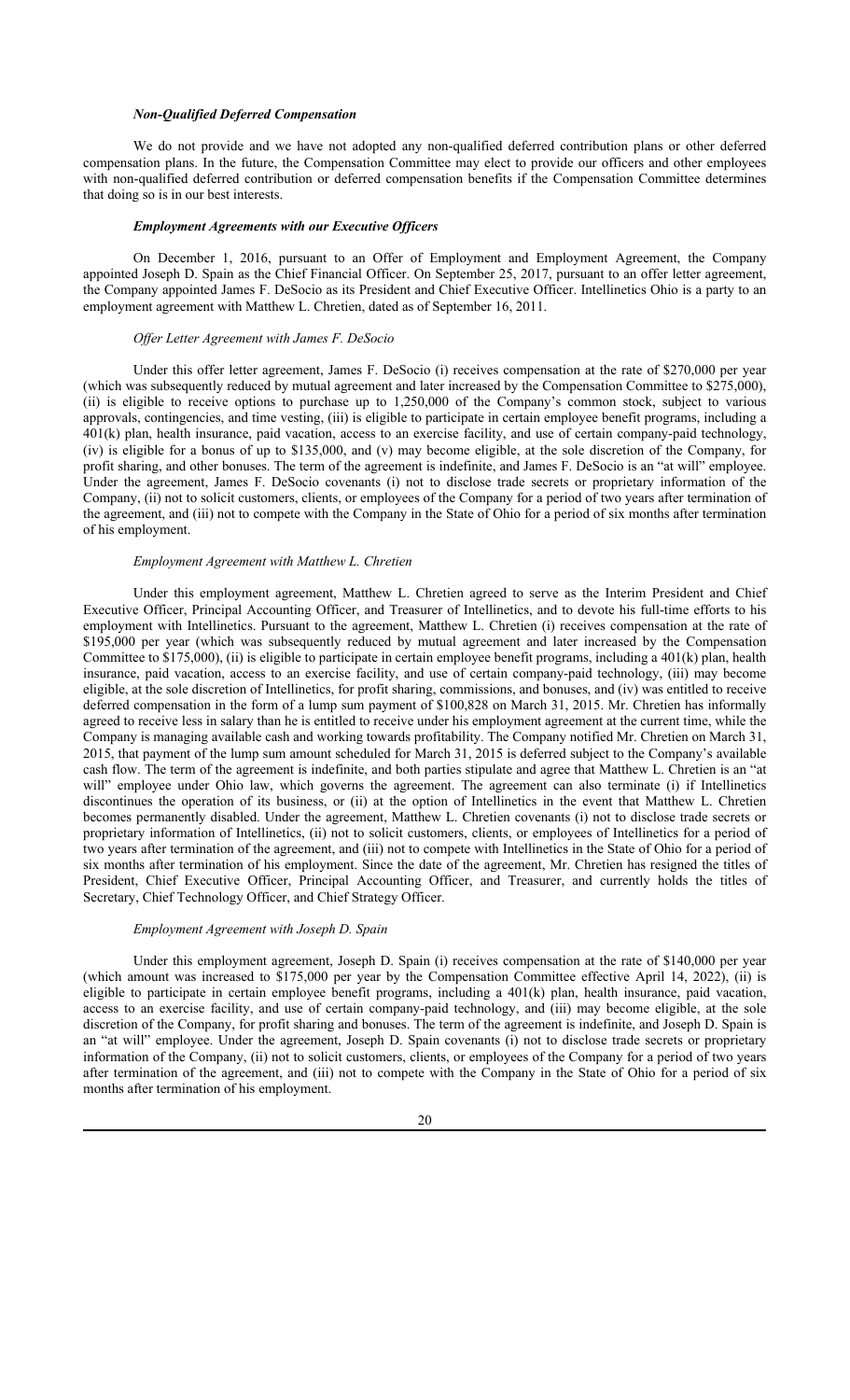### *Non-Qualified Deferred Compensation*

We do not provide and we have not adopted any non-qualified deferred contribution plans or other deferred compensation plans. In the future, the Compensation Committee may elect to provide our officers and other employees with non-qualified deferred contribution or deferred compensation benefits if the Compensation Committee determines that doing so is in our best interests.

### *Employment Agreements with our Executive Officers*

On December 1, 2016, pursuant to an Offer of Employment and Employment Agreement, the Company appointed Joseph D. Spain as the Chief Financial Officer. On September 25, 2017, pursuant to an offer letter agreement, the Company appointed James F. DeSocio as its President and Chief Executive Officer. Intellinetics Ohio is a party to an employment agreement with Matthew L. Chretien, dated as of September 16, 2011.

#### *Offer Letter Agreement with James F. DeSocio*

Under this offer letter agreement, James F. DeSocio (i) receives compensation at the rate of $270,000 per year (which was subsequently reduced by mutual agreement and later increased by the Compensation Committee to $275,000), (ii) is eligible to receive options to purchase up to 1,250,000 of the Company's common stock, subject to various approvals, contingencies, and time vesting, (iii) is eligible to participate in certain employee benefit programs, including a 401(k) plan, health insurance, paid vacation, access to an exercise facility, and use of certain company-paid technology, (iv) is eligible for a bonus of up to $135,000, and (v) may become eligible, at the sole discretion of the Company, for profit sharing, commissions, and other bonuses. The term of the agreement is indefinite, and James F. DeSocio is an "at will" employee. Under the agreement, James F. DeSocio covenants (i) not to disclose trade secrets or proprietary information of the Company, (ii) not to solicit customers, clients, or employees of the Company for a period of two years after termination of the agreement, and (iii) not to compete with the Company in the State of Ohio for a period of six months after termination of his employment.

#### *Employment Agreement with Matthew L. Chretien*

Under this employment agreement, Matthew L. Chretien agreed to serve as the Interim President and Chief Executive Officer, Principal Accounting Officer, and Treasurer of Intellinetics, and to devote his full-time efforts to his employment with Intellinetics. Pursuant to the agreement, Matthew L. Chretien (i) receives compensation at the rate of $195,000 per year (which was subsequently reduced by mutual agreement and later increased by the Compensation Committee to $175,000), (ii) is eligible to participate in certain employee benefit programs, including a 401(k) plan, health insurance, paid vacation, access to an exercise facility, and use of certain company-paid technology, (iii) may become eligible, at the sole discretion of Intellinetics, for profit sharing, commissions, and bonuses, and (iv) was entitled to receive deferred compensation in the form of a lump sum payment of $100,828 on March 31, 2015. Mr. Chretien has informally agreed to receive less in salary than he is entitled to receive under his employment agreement at the current time, while the Company is managing available cash and working towards profitability. The Company notified Mr. Chretien on March 31, 2015, that payment of the lump sum amount scheduled for March 31, 2015 is deferred subject to the Company's available cash flow. The term of the agreement is indefinite, and both parties stipulate and agree that Matthew L. Chretien is an "at will" employee under Ohio law, which governs the agreement. The agreement can also terminate (i) if Intellinetics discontinues the operation of its business, or (ii) at the option of Intellinetics in the event that Matthew L. Chretien becomes permanently disabled. Under the agreement, Matthew L. Chretien covenants (i) not to disclose trade secrets or proprietary information of Intellinetics, (ii) not to solicit customers, clients, or employees of Intellinetics for a period of two years after termination of the agreement, and (iii) not to compete with Intellinetics in the State of Ohio for a period of six months after termination of his employment. Since the date of the agreement, Mr. Chretien has resigned the titles of President, Chief Executive Officer, Principal Accounting Officer, and Treasurer, and currently holds the titles of Secretary, Chief Technology Officer, and Chief Strategy Officer.

#### *Employment Agreement with Joseph D. Spain*

Under this employment agreement, Joseph D. Spain (i) receives compensation at the rate of $140,000 per year (which amount was increased to $175,000 per year by the Compensation Committee effective April 14, 2022), (ii) is eligible to participate in certain employee benefit programs, including a 401(k) plan, health insurance, paid vacation, access to an exercise facility, and use of certain company-paid technology, and (iii) may become eligible, at the sole discretion of the Company, for profit sharing and bonuses. The term of the agreement is indefinite, and Joseph D. Spain is an "at will" employee. Under the agreement, Joseph D. Spain covenants (i) not to disclose trade secrets or proprietary information of the Company, (ii) not to solicit customers, clients, or employees of the Company for a period of two years after termination of the agreement, and (iii) not to compete with the Company in the State of Ohio for a period of six months after termination of his employment.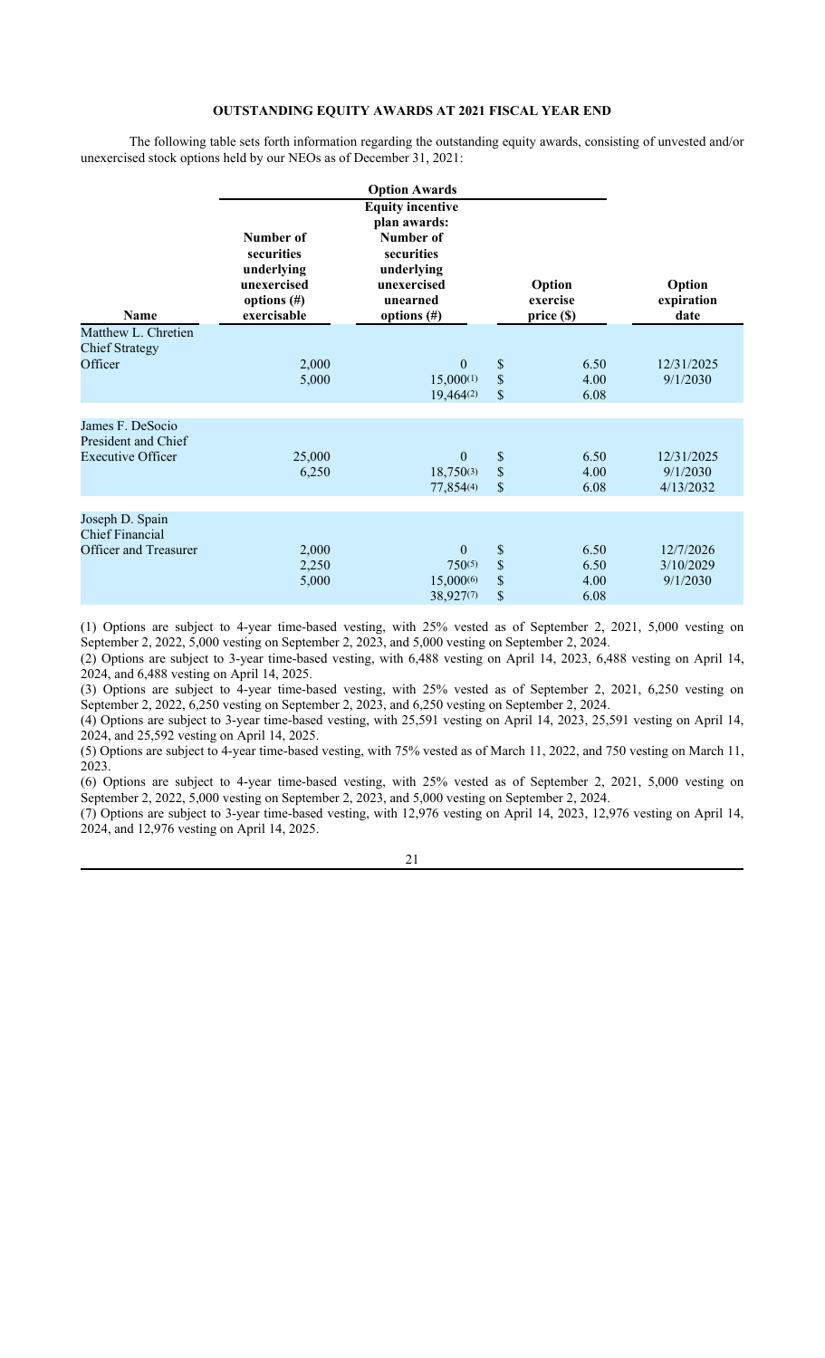## OUTSTANDING EQUITY AWARDS AT 2021 FISCAL YEAR END

The following table sets forth information regarding the outstanding equity awards, consisting of unvested and/or unexercised stock options held by our NEOs as of December 31, 2021:

| | Option Awards | | | |
|---|---|---|---|---|
| Name | Number of securities underlying unexercised options (#) exercisable | Equity incentive plan awards: Number of securities underlying unexercised unearned options (#) | Option exercise price ($) | Option expiration date |
| Matthew L. Chretien Chief Strategy Officer | 2,000 | 0 | $ 6.50 | 12/31/2025 |
| | 5,000 | 15,000(1) | $ 4.00 | 9/1/2030 |
| | | 19,464(2) | $ 6.08 | |
| James F. DeSocio President and Chief Executive Officer | 25,000 | 0 | $ 6.50 | 12/31/2025 |
| | 6,250 | 18,750(3) | $ 4.00 | 9/1/2030 |
| | | 77,854(4) | $ 6.08 | 4/13/2032 |
| Joseph D. Spain Chief Financial Officer and Treasurer | 2,000 | 0 | $ 6.50 | 12/7/2026 |
| | 2,250 | 750(5) | $ 6.50 | 3/10/2029 |
| | 5,000 | 15,000(6) | $ 4.00 | 9/1/2030 |
| | | 38,927(7) | $ 6.08 | |

(1) Options are subject to 4-year time-based vesting, with 25% vested as of September 2, 2021, 5,000 vesting on September 2, 2022, 5,000 vesting on September 2, 2023, and 5,000 vesting on September 2, 2024.

(2) Options are subject to 3-year time-based vesting, with 6,488 vesting on April 14, 2023, 6,488 vesting on April 14, 2024, and 6,488 vesting on April 14, 2025.

(3) Options are subject to 4-year time-based vesting, with 25% vested as of September 2, 2021, 6,250 vesting on September 2, 2022, 6,250 vesting on September 2, 2023, and 6,250 vesting on September 2, 2024.

(4) Options are subject to 3-year time-based vesting, with 25,591 vesting on April 14, 2023, 25,591 vesting on April 14, 2024, and 25,592 vesting on April 14, 2025.

(5) Options are subject to 4-year time-based vesting, with 75% vested as of March 11, 2022, and 750 vesting on March 11, 2023.

(6) Options are subject to 4-year time-based vesting, with 25% vested as of September 2, 2021, 5,000 vesting on September 2, 2022, 5,000 vesting on September 2, 2023, and 5,000 vesting on September 2, 2024.

(7) Options are subject to 3-year time-based vesting, with 12,976 vesting on April 14, 2023, 12,976 vesting on April 14, 2024, and 12,976 vesting on April 14, 2025.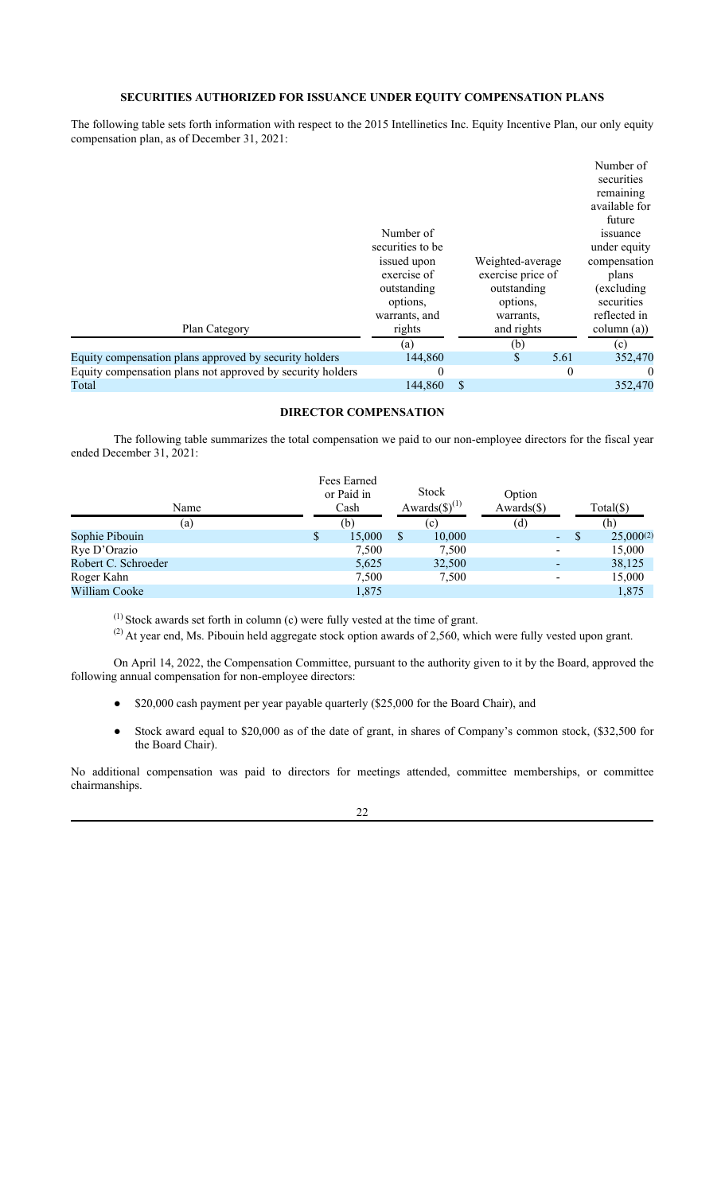## SECURITIES AUTHORIZED FOR ISSUANCE UNDER EQUITY COMPENSATION PLANS

The following table sets forth information with respect to the 2015 Intellinetics Inc. Equity Incentive Plan, our only equity compensation plan, as of December 31, 2021:

| Plan Category | Number of securities to be issued upon exercise of outstanding options, warrants, and rights | Weighted-average exercise price of outstanding options, warrants, and rights | Number of securities remaining available for future issuance under equity compensation plans (excluding securities reflected in column (a)) |
|---|---|---|---|
| | (a) | (b) | (c) |
| Equity compensation plans approved by security holders | 144,860 | $ 5.61 | 352,470 |
| Equity compensation plans not approved by security holders | 0 | 0 | 0 |
| Total | 144,860 | $ | 352,470 |

## DIRECTOR COMPENSATION

The following table summarizes the total compensation we paid to our non-employee directors for the fiscal year ended December 31, 2021:

| Name | Fees Earned or Paid in Cash | Stock Awards($)[(1)] | Option Awards($) | Total($) |
|---|---|---|---|---|
| (a) | (b) | (c) | (d) | (h) |
| Sophie Pibouin | $ 15,000 | $ 10,000 | - | $ 25,000[(2)] |
| Rye D'Orazio | 7,500 | 7,500 | - | 15,000 |
| Robert C. Schroeder | 5,625 | 32,500 | - | 38,125 |
| Roger Kahn | 7,500 | 7,500 | - | 15,000 |
| William Cooke | 1,875 | | | 1,875 |

[(1)] Stock awards set forth in column (c) were fully vested at the time of grant.

[(2)] At year end, Ms. Pibouin held aggregate stock option awards of 2,560, which were fully vested upon grant.

On April 14, 2022, the Compensation Committee, pursuant to the authority given to it by the Board, approved the following annual compensation for non-employee directors:

- $20,000 cash payment per year payable quarterly ($25,000 for the Board Chair), and
- Stock award equal to $20,000 as of the date of grant, in shares of Company's common stock, ($32,500 for the Board Chair).

No additional compensation was paid to directors for meetings attended, committee memberships, or committee chairmanships.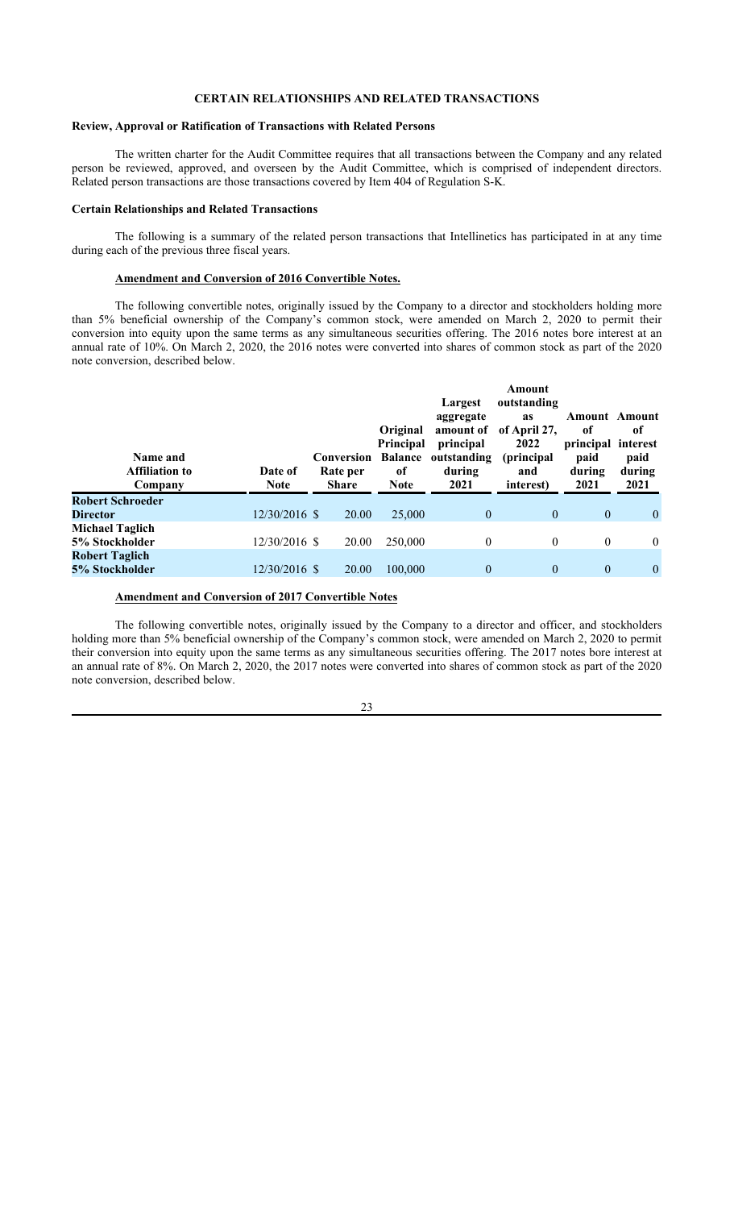## CERTAIN RELATIONSHIPS AND RELATED TRANSACTIONS

### Review, Approval or Ratification of Transactions with Related Persons

The written charter for the Audit Committee requires that all transactions between the Company and any related person be reviewed, approved, and overseen by the Audit Committee, which is comprised of independent directors. Related person transactions are those transactions covered by Item 404 of Regulation S-K.

### Certain Relationships and Related Transactions

The following is a summary of the related person transactions that Intellinetics has participated in at any time during each of the previous three fiscal years.

#### Amendment and Conversion of 2016 Convertible Notes.

The following convertible notes, originally issued by the Company to a director and stockholders holding more than 5% beneficial ownership of the Company's common stock, were amended on March 2, 2020 to permit their conversion into equity upon the same terms as any simultaneous securities offering. The 2016 notes bore interest at an annual rate of 10%. On March 2, 2020, the 2016 notes were converted into shares of common stock as part of the 2020 note conversion, described below.

| Name and Affiliation to Company | Date of Note | Conversion Rate per Share | Original Principal Balance of Note | Largest aggregate amount of principal outstanding during 2021 | Amount outstanding as of April 27, 2022 (principal and interest) | Amount of principal paid during 2021 | Amount of interest paid during 2021 |
|---|---|---|---|---|---|---|---|
| **Robert Schroeder Director** | 12/30/2016 | $ 20.00 | 25,000 | 0 | 0 | 0 | 0 |
| **Michael Taglich 5% Stockholder** | 12/30/2016 | $ 20.00 | 250,000 | 0 | 0 | 0 | 0 |
| **Robert Taglich 5% Stockholder** | 12/30/2016 | $ 20.00 | 100,000 | 0 | 0 | 0 | 0 |

#### Amendment and Conversion of 2017 Convertible Notes

The following convertible notes, originally issued by the Company to a director and officer, and stockholders holding more than 5% beneficial ownership of the Company's common stock, were amended on March 2, 2020 to permit their conversion into equity upon the same terms as any simultaneous securities offering. The 2017 notes bore interest at an annual rate of 8%. On March 2, 2020, the 2017 notes were converted into shares of common stock as part of the 2020 note conversion, described below.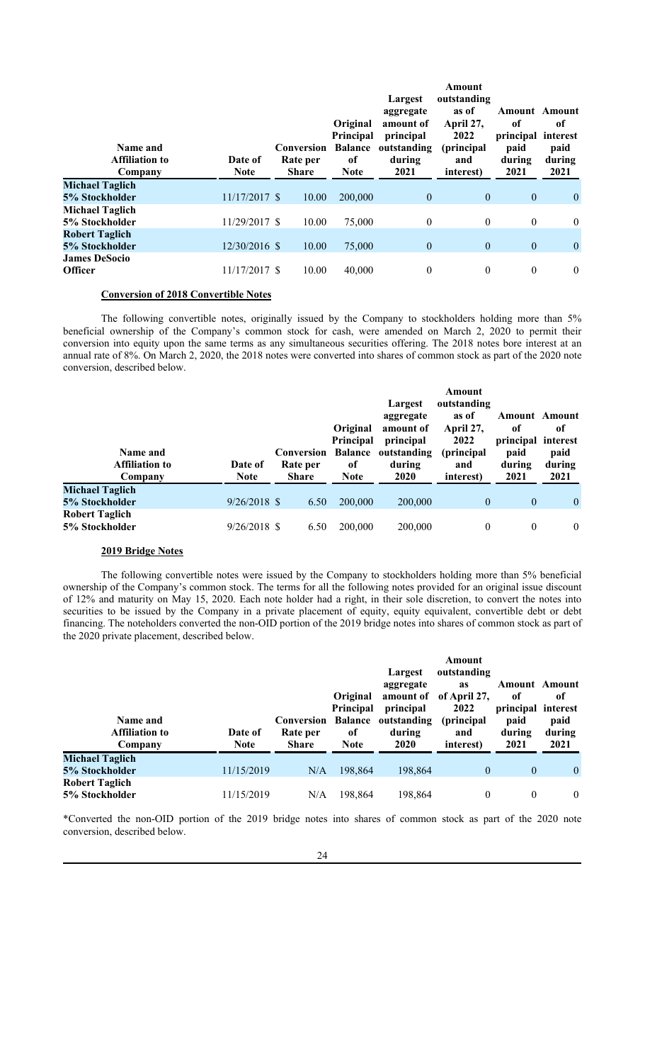| Name and Affiliation to Company | Date of Note | Conversion Rate per Share | Original Principal Balance of Note | Largest aggregate amount of principal outstanding during 2021 | Amount outstanding as of April 27, 2022 (principal and interest) | Amount of principal paid during 2021 | Amount of interest paid during 2021 |
|---|---|---|---|---|---|---|---|
| **Michael Taglich 5% Stockholder** | 11/17/2017 | $ 10.00 | 200,000 | 0 | 0 | 0 | 0 |
| **Michael Taglich 5% Stockholder** | 11/29/2017 | $ 10.00 | 75,000 | 0 | 0 | 0 | 0 |
| **Robert Taglich 5% Stockholder** | 12/30/2016 | $ 10.00 | 75,000 | 0 | 0 | 0 | 0 |
| **James DeSocio Officer** | 11/17/2017 | $ 10.00 | 40,000 | 0 | 0 | 0 | 0 |

**Conversion of 2018 Convertible Notes**

The following convertible notes, originally issued by the Company to stockholders holding more than 5% beneficial ownership of the Company's common stock for cash, were amended on March 2, 2020 to permit their conversion into equity upon the same terms as any simultaneous securities offering. The 2018 notes bore interest at an annual rate of 8%. On March 2, 2020, the 2018 notes were converted into shares of common stock as part of the 2020 note conversion, described below.

| Name and Affiliation to Company | Date of Note | Conversion Rate per Share | Original Principal Balance of Note | Largest aggregate amount of principal outstanding during 2020 | Amount outstanding as of April 27, 2022 (principal and interest) | Amount of principal paid during 2021 | Amount of interest paid during 2021 |
|---|---|---|---|---|---|---|---|
| **Michael Taglich 5% Stockholder** | 9/26/2018 | $ 6.50 | 200,000 | 200,000 | 0 | 0 | 0 |
| **Robert Taglich 5% Stockholder** | 9/26/2018 | $ 6.50 | 200,000 | 200,000 | 0 | 0 | 0 |

**2019 Bridge Notes**

The following convertible notes were issued by the Company to stockholders holding more than 5% beneficial ownership of the Company's common stock. The terms for all the following notes provided for an original issue discount of 12% and maturity on May 15, 2020. Each note holder had a right, in their sole discretion, to convert the notes into securities to be issued by the Company in a private placement of equity, equity equivalent, convertible debt or debt financing. The noteholders converted the non-OID portion of the 2019 bridge notes into shares of common stock as part of the 2020 private placement, described below.

| Name and Affiliation to Company | Date of Note | Conversion Rate per Share | Original Principal Balance of Note | Largest aggregate amount of principal outstanding during 2020 | Amount outstanding as of April 27, 2022 (principal and interest) | Amount of principal paid during 2021 | Amount of interest paid during 2021 |
|---|---|---|---|---|---|---|---|
| **Michael Taglich 5% Stockholder** | 11/15/2019 | N/A | 198,864 | 198,864 | 0 | 0 | 0 |
| **Robert Taglich 5% Stockholder** | 11/15/2019 | N/A | 198,864 | 198,864 | 0 | 0 | 0 |

*Converted the non-OID portion of the 2019 bridge notes into shares of common stock as part of the 2020 note conversion, described below.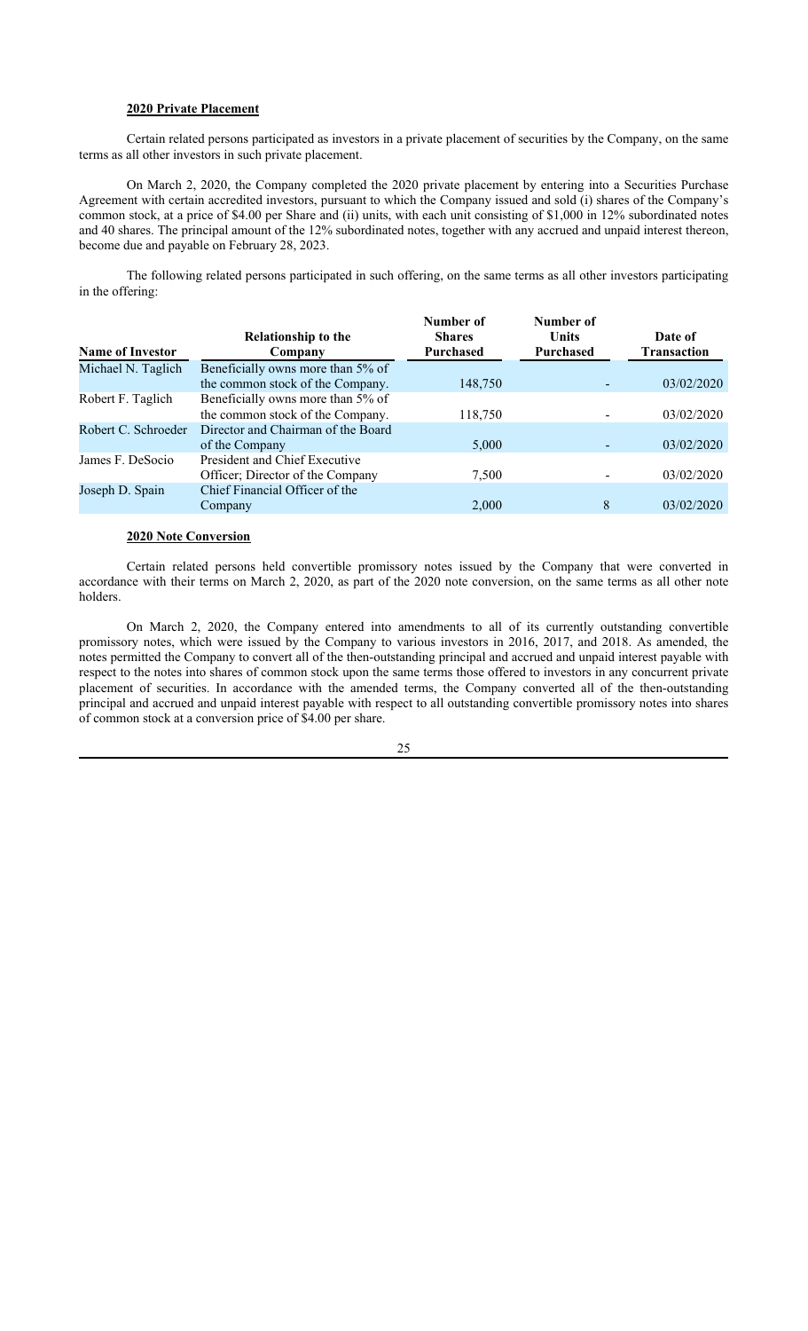**2020 Private Placement**

Certain related persons participated as investors in a private placement of securities by the Company, on the same terms as all other investors in such private placement.

On March 2, 2020, the Company completed the 2020 private placement by entering into a Securities Purchase Agreement with certain accredited investors, pursuant to which the Company issued and sold (i) shares of the Company's common stock, at a price of $4.00 per Share and (ii) units, with each unit consisting of $1,000 in 12% subordinated notes and 40 shares. The principal amount of the 12% subordinated notes, together with any accrued and unpaid interest thereon, become due and payable on February 28, 2023.

The following related persons participated in such offering, on the same terms as all other investors participating in the offering:

| Name of Investor | Relationship to the Company | Number of Shares Purchased | Number of Units Purchased | Date of Transaction |
|---|---|---|---|---|
| Michael N. Taglich | Beneficially owns more than 5% of the common stock of the Company. | 148,750 | - | 03/02/2020 |
| Robert F. Taglich | Beneficially owns more than 5% of the common stock of the Company. | 118,750 | - | 03/02/2020 |
| Robert C. Schroeder | Director and Chairman of the Board of the Company | 5,000 | - | 03/02/2020 |
| James F. DeSocio | President and Chief Executive Officer; Director of the Company | 7,500 | - | 03/02/2020 |
| Joseph D. Spain | Chief Financial Officer of the Company | 2,000 | 8 | 03/02/2020 |

**2020 Note Conversion**

Certain related persons held convertible promissory notes issued by the Company that were converted in accordance with their terms on March 2, 2020, as part of the 2020 note conversion, on the same terms as all other note holders.

On March 2, 2020, the Company entered into amendments to all of its currently outstanding convertible promissory notes, which were issued by the Company to various investors in 2016, 2017, and 2018. As amended, the notes permitted the Company to convert all of the then-outstanding principal and accrued and unpaid interest payable with respect to the notes into shares of common stock upon the same terms those offered to investors in any concurrent private placement of securities. In accordance with the amended terms, the Company converted all of the then-outstanding principal and accrued and unpaid interest payable with respect to all outstanding convertible promissory notes into shares of common stock at a conversion price of $4.00 per share.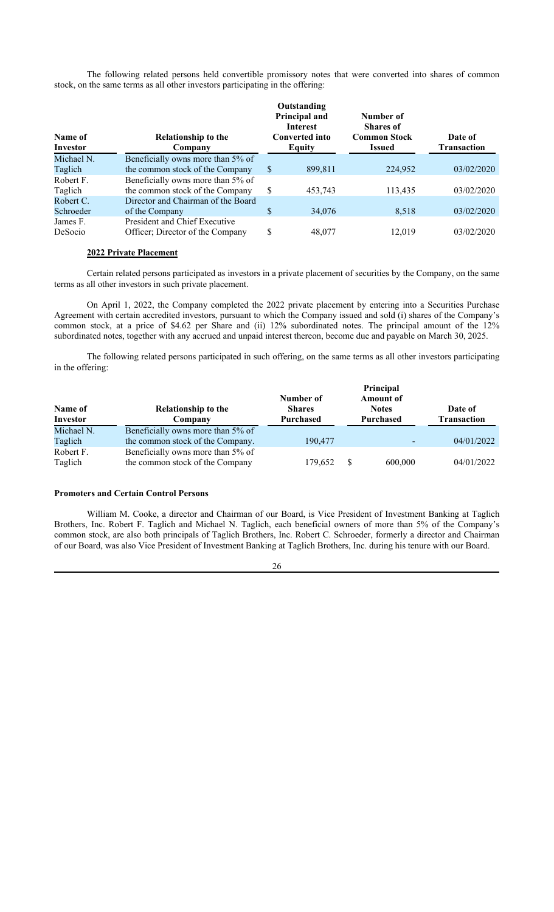The following related persons held convertible promissory notes that were converted into shares of common stock, on the same terms as all other investors participating in the offering:

| Name of Investor | Relationship to the Company | Outstanding Principal and Interest Converted into Equity | Number of Shares of Common Stock Issued | Date of Transaction |
|---|---|---|---|---|
| Michael N. Taglich | Beneficially owns more than 5% of the common stock of the Company | $ 899,811 | 224,952 | 03/02/2020 |
| Robert F. Taglich | Beneficially owns more than 5% of the common stock of the Company | $ 453,743 | 113,435 | 03/02/2020 |
| Robert C. Schroeder | Director and Chairman of the Board of the Company | $ 34,076 | 8,518 | 03/02/2020 |
| James F. DeSocio | President and Chief Executive Officer; Director of the Company | $ 48,077 | 12,019 | 03/02/2020 |

**2022 Private Placement**

Certain related persons participated as investors in a private placement of securities by the Company, on the same terms as all other investors in such private placement.

On April 1, 2022, the Company completed the 2022 private placement by entering into a Securities Purchase Agreement with certain accredited investors, pursuant to which the Company issued and sold (i) shares of the Company's common stock, at a price of $4.62 per Share and (ii) 12% subordinated notes. The principal amount of the 12% subordinated notes, together with any accrued and unpaid interest thereon, become due and payable on March 30, 2025.

The following related persons participated in such offering, on the same terms as all other investors participating in the offering:

| Name of Investor | Relationship to the Company | Number of Shares Purchased | Principal Amount of Notes Purchased | Date of Transaction |
|---|---|---|---|---|
| Michael N. Taglich | Beneficially owns more than 5% of the common stock of the Company. | 190,477 | - | 04/01/2022 |
| Robert F. Taglich | Beneficially owns more than 5% of the common stock of the Company | 179,652 | $ 600,000 | 04/01/2022 |

**Promoters and Certain Control Persons**

William M. Cooke, a director and Chairman of our Board, is Vice President of Investment Banking at Taglich Brothers, Inc. Robert F. Taglich and Michael N. Taglich, each beneficial owners of more than 5% of the Company's common stock, are also both principals of Taglich Brothers, Inc. Robert C. Schroeder, formerly a director and Chairman of our Board, was also Vice President of Investment Banking at Taglich Brothers, Inc. during his tenure with our Board.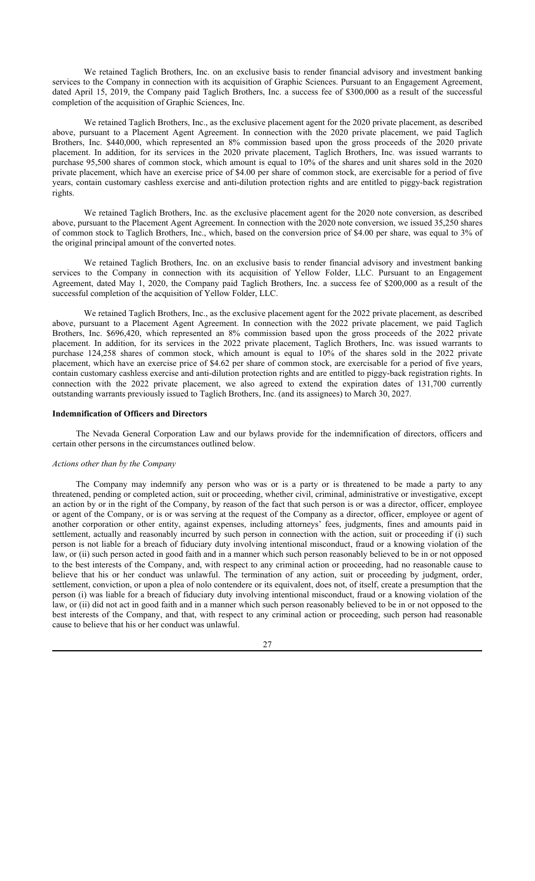We retained Taglich Brothers, Inc. on an exclusive basis to render financial advisory and investment banking services to the Company in connection with its acquisition of Graphic Sciences. Pursuant to an Engagement Agreement, dated April 15, 2019, the Company paid Taglich Brothers, Inc. a success fee of $300,000 as a result of the successful completion of the acquisition of Graphic Sciences, Inc.

We retained Taglich Brothers, Inc., as the exclusive placement agent for the 2020 private placement, as described above, pursuant to a Placement Agent Agreement. In connection with the 2020 private placement, we paid Taglich Brothers, Inc. $440,000, which represented an 8% commission based upon the gross proceeds of the 2020 private placement. In addition, for its services in the 2020 private placement, Taglich Brothers, Inc. was issued warrants to purchase 95,500 shares of common stock, which amount is equal to 10% of the shares and unit shares sold in the 2020 private placement, which have an exercise price of $4.00 per share of common stock, are exercisable for a period of five years, contain customary cashless exercise and anti-dilution protection rights and are entitled to piggy-back registration rights.

We retained Taglich Brothers, Inc. as the exclusive placement agent for the 2020 note conversion, as described above, pursuant to the Placement Agent Agreement. In connection with the 2020 note conversion, we issued 35,250 shares of common stock to Taglich Brothers, Inc., which, based on the conversion price of $4.00 per share, was equal to 3% of the original principal amount of the converted notes.

We retained Taglich Brothers, Inc. on an exclusive basis to render financial advisory and investment banking services to the Company in connection with its acquisition of Yellow Folder, LLC. Pursuant to an Engagement Agreement, dated May 1, 2020, the Company paid Taglich Brothers, Inc. a success fee of $200,000 as a result of the successful completion of the acquisition of Yellow Folder, LLC.

We retained Taglich Brothers, Inc., as the exclusive placement agent for the 2022 private placement, as described above, pursuant to a Placement Agent Agreement. In connection with the 2022 private placement, we paid Taglich Brothers, Inc. $696,420, which represented an 8% commission based upon the gross proceeds of the 2022 private placement. In addition, for its services in the 2022 private placement, Taglich Brothers, Inc. was issued warrants to purchase 124,258 shares of common stock, which amount is equal to 10% of the shares sold in the 2022 private placement, which have an exercise price of $4.62 per share of common stock, are exercisable for a period of five years, contain customary cashless exercise and anti-dilution protection rights and are entitled to piggy-back registration rights. In connection with the 2022 private placement, we also agreed to extend the expiration dates of 131,700 currently outstanding warrants previously issued to Taglich Brothers, Inc. (and its assignees) to March 30, 2027.

### Indemnification of Officers and Directors

The Nevada General Corporation Law and our bylaws provide for the indemnification of directors, officers and certain other persons in the circumstances outlined below.

*Actions other than by the Company*

The Company may indemnify any person who was or is a party or is threatened to be made a party to any threatened, pending or completed action, suit or proceeding, whether civil, criminal, administrative or investigative, except an action by or in the right of the Company, by reason of the fact that such person is or was a director, officer, employee or agent of the Company, or is or was serving at the request of the Company as a director, officer, employee or agent of another corporation or other entity, against expenses, including attorneys' fees, judgments, fines and amounts paid in settlement, actually and reasonably incurred by such person in connection with the action, suit or proceeding if (i) such person is not liable for a breach of fiduciary duty involving intentional misconduct, fraud or a knowing violation of the law, or (ii) such person acted in good faith and in a manner which such person reasonably believed to be in or not opposed to the best interests of the Company, and, with respect to any criminal action or proceeding, had no reasonable cause to believe that his or her conduct was unlawful. The termination of any action, suit or proceeding by judgment, order, settlement, conviction, or upon a plea of nolo contendere or its equivalent, does not, of itself, create a presumption that the person (i) was liable for a breach of fiduciary duty involving intentional misconduct, fraud or a knowing violation of the law, or (ii) did not act in good faith and in a manner which such person reasonably believed to be in or not opposed to the best interests of the Company, and that, with respect to any criminal action or proceeding, such person had reasonable cause to believe that his or her conduct was unlawful.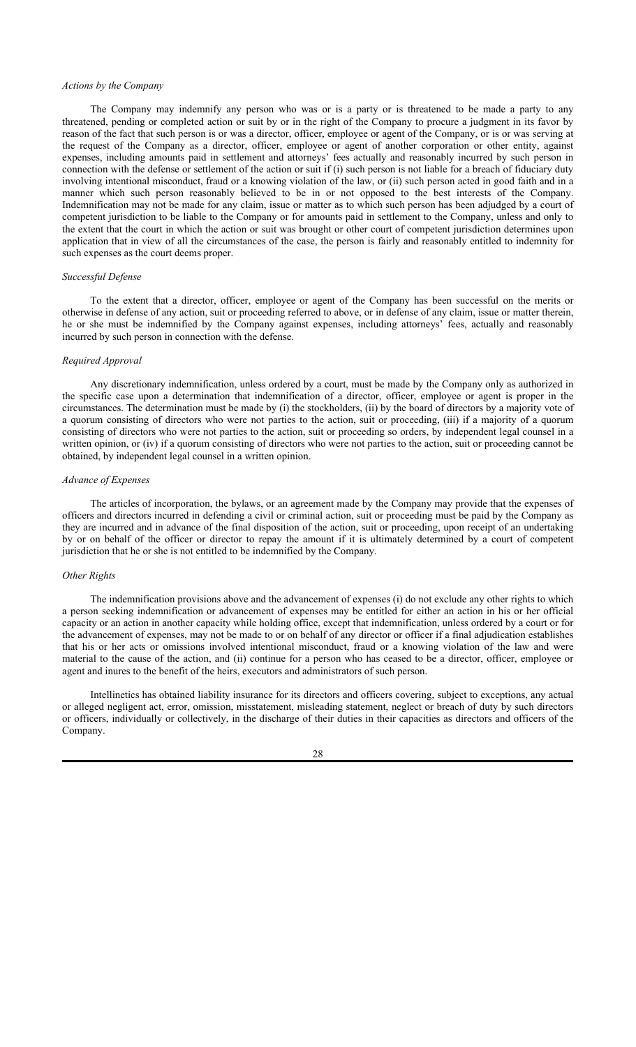*Actions by the Company*

The Company may indemnify any person who was or is a party or is threatened to be made a party to any threatened, pending or completed action or suit by or in the right of the Company to procure a judgment in its favor by reason of the fact that such person is or was a director, officer, employee or agent of the Company, or is or was serving at the request of the Company as a director, officer, employee or agent of another corporation or other entity, against expenses, including amounts paid in settlement and attorneys' fees actually and reasonably incurred by such person in connection with the defense or settlement of the action or suit if (i) such person is not liable for a breach of fiduciary duty involving intentional misconduct, fraud or a knowing violation of the law, or (ii) such person acted in good faith and in a manner which such person reasonably believed to be in or not opposed to the best interests of the Company. Indemnification may not be made for any claim, issue or matter as to which such person has been adjudged by a court of competent jurisdiction to be liable to the Company or for amounts paid in settlement to the Company, unless and only to the extent that the court in which the action or suit was brought or other court of competent jurisdiction determines upon application that in view of all the circumstances of the case, the person is fairly and reasonably entitled to indemnity for such expenses as the court deems proper.

*Successful Defense*

To the extent that a director, officer, employee or agent of the Company has been successful on the merits or otherwise in defense of any action, suit or proceeding referred to above, or in defense of any claim, issue or matter therein, he or she must be indemnified by the Company against expenses, including attorneys' fees, actually and reasonably incurred by such person in connection with the defense.

*Required Approval*

Any discretionary indemnification, unless ordered by a court, must be made by the Company only as authorized in the specific case upon a determination that indemnification of a director, officer, employee or agent is proper in the circumstances. The determination must be made by (i) the stockholders, (ii) by the board of directors by a majority vote of a quorum consisting of directors who were not parties to the action, suit or proceeding, (iii) if a majority of a quorum consisting of directors who were not parties to the action, suit or proceeding so orders, by independent legal counsel in a written opinion, or (iv) if a quorum consisting of directors who were not parties to the action, suit or proceeding cannot be obtained, by independent legal counsel in a written opinion.

*Advance of Expenses*

The articles of incorporation, the bylaws, or an agreement made by the Company may provide that the expenses of officers and directors incurred in defending a civil or criminal action, suit or proceeding must be paid by the Company as they are incurred and in advance of the final disposition of the action, suit or proceeding, upon receipt of an undertaking by or on behalf of the officer or director to repay the amount if it is ultimately determined by a court of competent jurisdiction that he or she is not entitled to be indemnified by the Company.

*Other Rights*

The indemnification provisions above and the advancement of expenses (i) do not exclude any other rights to which a person seeking indemnification or advancement of expenses may be entitled for either an action in his or her official capacity or an action in another capacity while holding office, except that indemnification, unless ordered by a court or for the advancement of expenses, may not be made to or on behalf of any director or officer if a final adjudication establishes that his or her acts or omissions involved intentional misconduct, fraud or a knowing violation of the law and were material to the cause of the action, and (ii) continue for a person who has ceased to be a director, officer, employee or agent and inures to the benefit of the heirs, executors and administrators of such person.

Intellinetics has obtained liability insurance for its directors and officers covering, subject to exceptions, any actual or alleged negligent act, error, omission, misstatement, misleading statement, neglect or breach of duty by such directors or officers, individually or collectively, in the discharge of their duties in their capacities as directors and officers of the Company.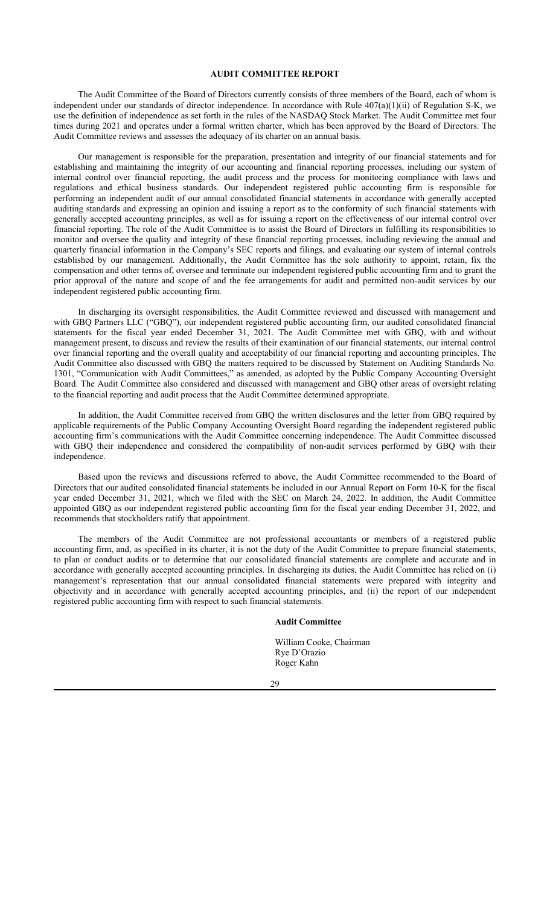## AUDIT COMMITTEE REPORT

The Audit Committee of the Board of Directors currently consists of three members of the Board, each of whom is independent under our standards of director independence. In accordance with Rule 407(a)(1)(ii) of Regulation S-K, we use the definition of independence as set forth in the rules of the NASDAQ Stock Market. The Audit Committee met four times during 2021 and operates under a formal written charter, which has been approved by the Board of Directors. The Audit Committee reviews and assesses the adequacy of its charter on an annual basis.

Our management is responsible for the preparation, presentation and integrity of our financial statements and for establishing and maintaining the integrity of our accounting and financial reporting processes, including our system of internal control over financial reporting, the audit process and the process for monitoring compliance with laws and regulations and ethical business standards. Our independent registered public accounting firm is responsible for performing an independent audit of our annual consolidated financial statements in accordance with generally accepted auditing standards and expressing an opinion and issuing a report as to the conformity of such financial statements with generally accepted accounting principles, as well as for issuing a report on the effectiveness of our internal control over financial reporting. The role of the Audit Committee is to assist the Board of Directors in fulfilling its responsibilities to monitor and oversee the quality and integrity of these financial reporting processes, including reviewing the annual and quarterly financial information in the Company's SEC reports and filings, and evaluating our system of internal controls established by our management. Additionally, the Audit Committee has the sole authority to appoint, retain, fix the compensation and other terms of, oversee and terminate our independent registered public accounting firm and to grant the prior approval of the nature and scope of and the fee arrangements for audit and permitted non-audit services by our independent registered public accounting firm.

In discharging its oversight responsibilities, the Audit Committee reviewed and discussed with management and with GBQ Partners LLC ("GBQ"), our independent registered public accounting firm, our audited consolidated financial statements for the fiscal year ended December 31, 2021. The Audit Committee met with GBQ, with and without management present, to discuss and review the results of their examination of our financial statements, our internal control over financial reporting and the overall quality and acceptability of our financial reporting and accounting principles. The Audit Committee also discussed with GBQ the matters required to be discussed by Statement on Auditing Standards No. 1301, "Communication with Audit Committees," as amended, as adopted by the Public Company Accounting Oversight Board. The Audit Committee also considered and discussed with management and GBQ other areas of oversight relating to the financial reporting and audit process that the Audit Committee determined appropriate.

In addition, the Audit Committee received from GBQ the written disclosures and the letter from GBQ required by applicable requirements of the Public Company Accounting Oversight Board regarding the independent registered public accounting firm's communications with the Audit Committee concerning independence. The Audit Committee discussed with GBQ their independence and considered the compatibility of non-audit services performed by GBQ with their independence.

Based upon the reviews and discussions referred to above, the Audit Committee recommended to the Board of Directors that our audited consolidated financial statements be included in our Annual Report on Form 10-K for the fiscal year ended December 31, 2021, which we filed with the SEC on March 24, 2022. In addition, the Audit Committee appointed GBQ as our independent registered public accounting firm for the fiscal year ending December 31, 2022, and recommends that stockholders ratify that appointment.

The members of the Audit Committee are not professional accountants or members of a registered public accounting firm, and, as specified in its charter, it is not the duty of the Audit Committee to prepare financial statements, to plan or conduct audits or to determine that our consolidated financial statements are complete and accurate and in accordance with generally accepted accounting principles. In discharging its duties, the Audit Committee has relied on (i) management's representation that our annual consolidated financial statements were prepared with integrity and objectivity and in accordance with generally accepted accounting principles, and (ii) the report of our independent registered public accounting firm with respect to such financial statements.

**Audit Committee**

William Cooke, Chairman
Rye D'Orazio
Roger Kahn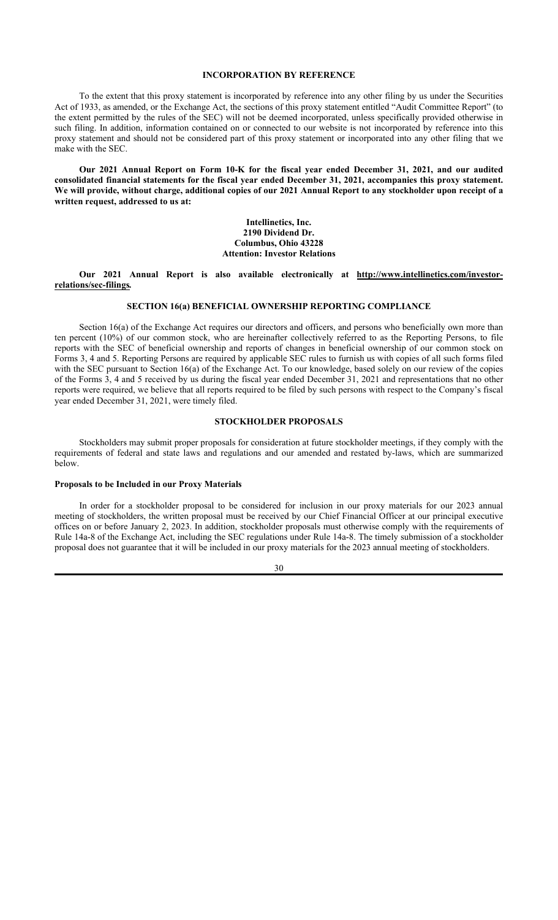## INCORPORATION BY REFERENCE

To the extent that this proxy statement is incorporated by reference into any other filing by us under the Securities Act of 1933, as amended, or the Exchange Act, the sections of this proxy statement entitled "Audit Committee Report" (to the extent permitted by the rules of the SEC) will not be deemed incorporated, unless specifically provided otherwise in such filing. In addition, information contained on or connected to our website is not incorporated by reference into this proxy statement and should not be considered part of this proxy statement or incorporated into any other filing that we make with the SEC.

**Our 2021 Annual Report on Form 10-K for the fiscal year ended December 31, 2021, and our audited consolidated financial statements for the fiscal year ended December 31, 2021, accompanies this proxy statement. We will provide, without charge, additional copies of our 2021 Annual Report to any stockholder upon receipt of a written request, addressed to us at:**

**Intellinetics, Inc.**
**2190 Dividend Dr.**
**Columbus, Ohio 43228**
**Attention: Investor Relations**

**Our 2021 Annual Report is also available electronically at http://www.intellinetics.com/investor-relations/sec-filings.**

## SECTION 16(a) BENEFICIAL OWNERSHIP REPORTING COMPLIANCE

Section 16(a) of the Exchange Act requires our directors and officers, and persons who beneficially own more than ten percent (10%) of our common stock, who are hereinafter collectively referred to as the Reporting Persons, to file reports with the SEC of beneficial ownership and reports of changes in beneficial ownership of our common stock on Forms 3, 4 and 5. Reporting Persons are required by applicable SEC rules to furnish us with copies of all such forms filed with the SEC pursuant to Section 16(a) of the Exchange Act. To our knowledge, based solely on our review of the copies of the Forms 3, 4 and 5 received by us during the fiscal year ended December 31, 2021 and representations that no other reports were required, we believe that all reports required to be filed by such persons with respect to the Company's fiscal year ended December 31, 2021, were timely filed.

## STOCKHOLDER PROPOSALS

Stockholders may submit proper proposals for consideration at future stockholder meetings, if they comply with the requirements of federal and state laws and regulations and our amended and restated by-laws, which are summarized below.

### Proposals to be Included in our Proxy Materials

In order for a stockholder proposal to be considered for inclusion in our proxy materials for our 2023 annual meeting of stockholders, the written proposal must be received by our Chief Financial Officer at our principal executive offices on or before January 2, 2023. In addition, stockholder proposals must otherwise comply with the requirements of Rule 14a-8 of the Exchange Act, including the SEC regulations under Rule 14a-8. The timely submission of a stockholder proposal does not guarantee that it will be included in our proxy materials for the 2023 annual meeting of stockholders.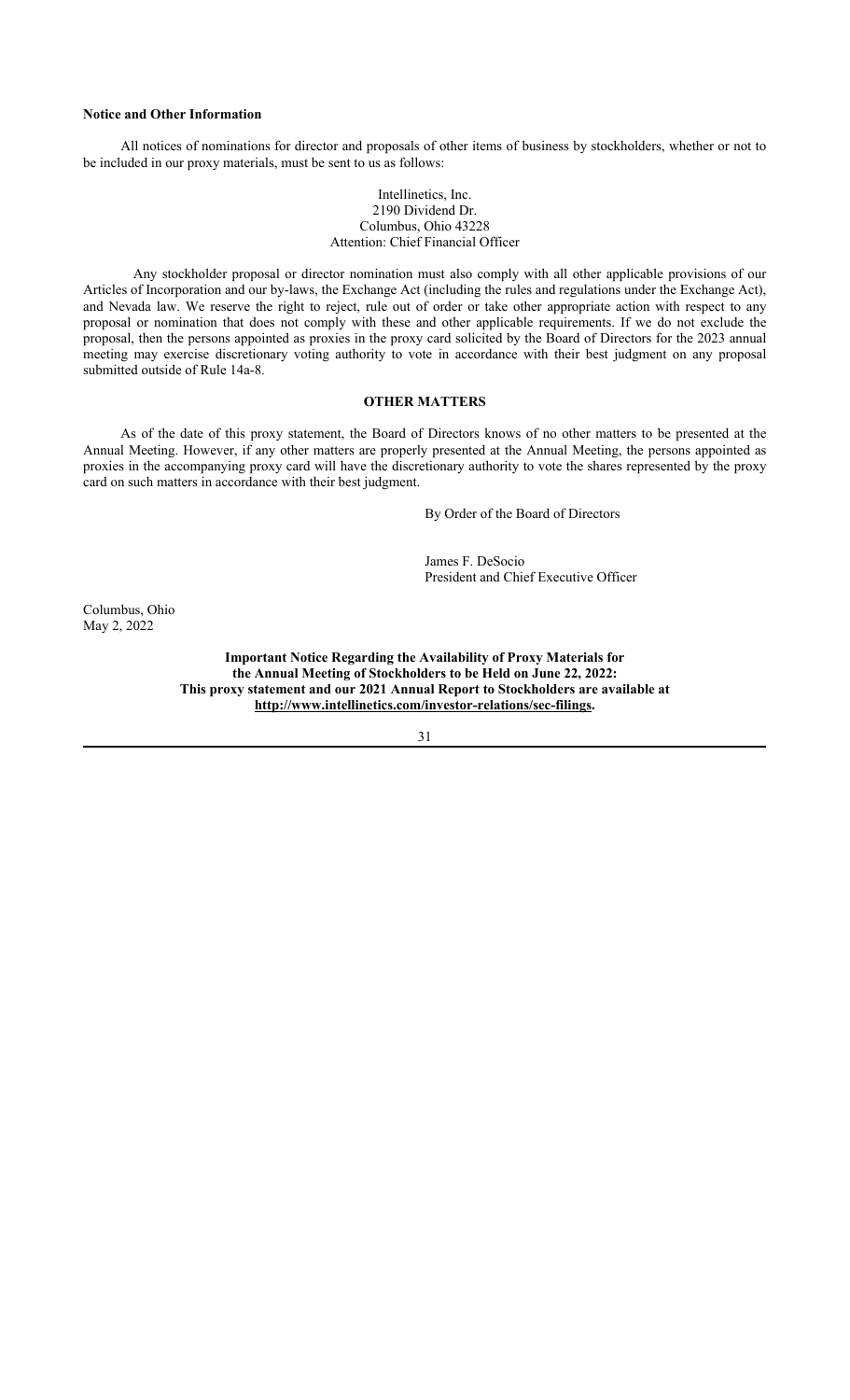**Notice and Other Information**

All notices of nominations for director and proposals of other items of business by stockholders, whether or not to be included in our proxy materials, must be sent to us as follows:

Intellinetics, Inc.
2190 Dividend Dr.
Columbus, Ohio 43228
Attention: Chief Financial Officer

Any stockholder proposal or director nomination must also comply with all other applicable provisions of our Articles of Incorporation and our by-laws, the Exchange Act (including the rules and regulations under the Exchange Act), and Nevada law. We reserve the right to reject, rule out of order or take other appropriate action with respect to any proposal or nomination that does not comply with these and other applicable requirements. If we do not exclude the proposal, then the persons appointed as proxies in the proxy card solicited by the Board of Directors for the 2023 annual meeting may exercise discretionary voting authority to vote in accordance with their best judgment on any proposal submitted outside of Rule 14a-8.

## OTHER MATTERS

As of the date of this proxy statement, the Board of Directors knows of no other matters to be presented at the Annual Meeting. However, if any other matters are properly presented at the Annual Meeting, the persons appointed as proxies in the accompanying proxy card will have the discretionary authority to vote the shares represented by the proxy card on such matters in accordance with their best judgment.

By Order of the Board of Directors

James F. DeSocio
President and Chief Executive Officer

Columbus, Ohio
May 2, 2022

**Important Notice Regarding the Availability of Proxy Materials for the Annual Meeting of Stockholders to be Held on June 22, 2022: This proxy statement and our 2021 Annual Report to Stockholders are available at http://www.intellinetics.com/investor-relations/sec-filings.**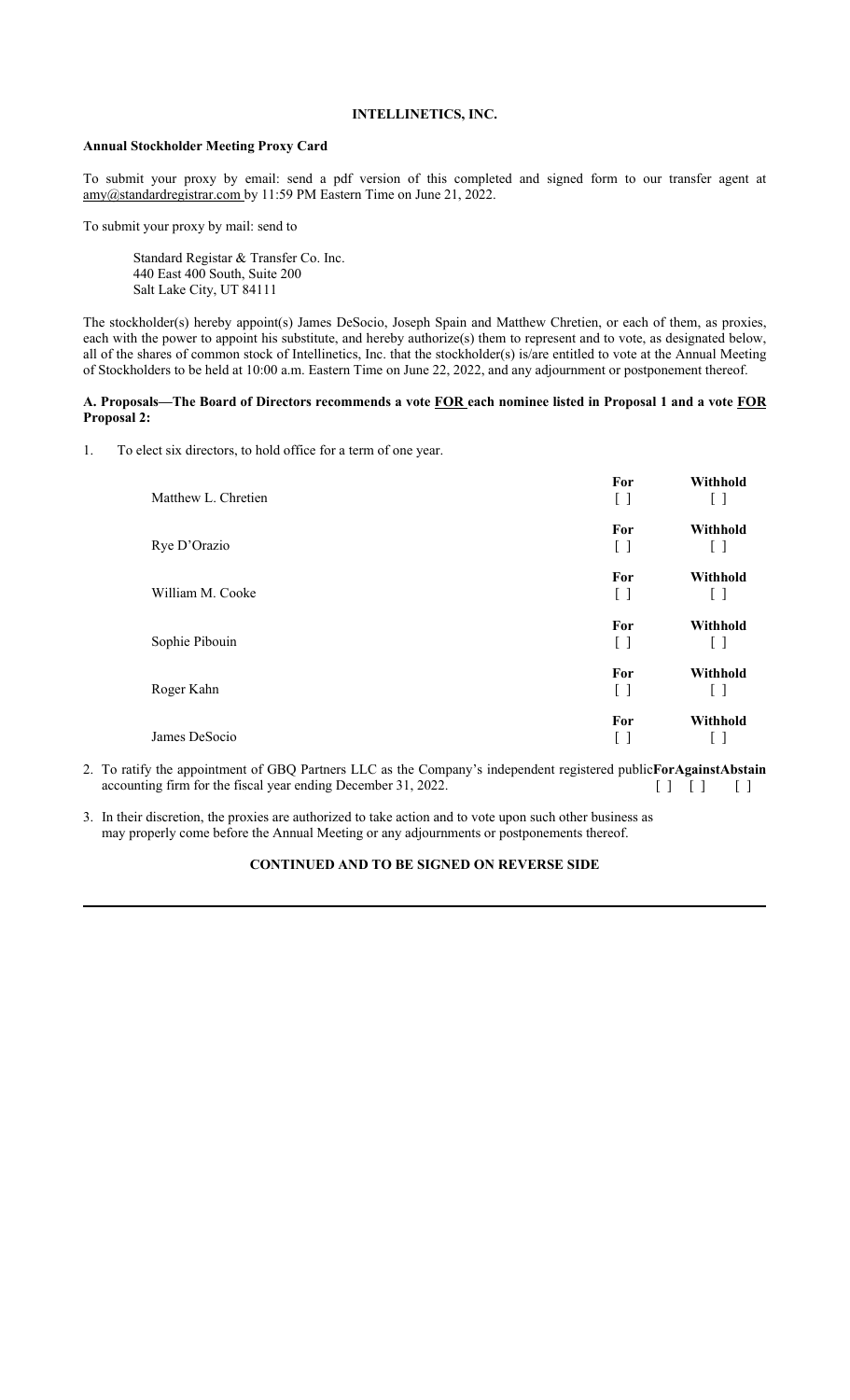**INTELLINETICS, INC.**

**Annual Stockholder Meeting Proxy Card**

To submit your proxy by email: send a pdf version of this completed and signed form to our transfer agent at amy@standardregistrar.com by 11:59 PM Eastern Time on June 21, 2022.

To submit your proxy by mail: send to

Standard Registar & Transfer Co. Inc.
440 East 400 South, Suite 200
Salt Lake City, UT 84111

The stockholder(s) hereby appoint(s) James DeSocio, Joseph Spain and Matthew Chretien, or each of them, as proxies, each with the power to appoint his substitute, and hereby authorize(s) them to represent and to vote, as designated below, all of the shares of common stock of Intellinetics, Inc. that the stockholder(s) is/are entitled to vote at the Annual Meeting of Stockholders to be held at 10:00 a.m. Eastern Time on June 22, 2022, and any adjournment or postponement thereof.

**A. Proposals—The Board of Directors recommends a vote FOR each nominee listed in Proposal 1 and a vote FOR Proposal 2:**

1. To elect six directors, to hold office for a term of one year.

| | **For** | **Withhold** |
|---|---|---|
| Matthew L. Chretien | [ ] | [ ] |
| Rye D'Orazio | [ ] | [ ] |
| William M. Cooke | [ ] | [ ] |
| Sophie Pibouin | [ ] | [ ] |
| Roger Kahn | [ ] | [ ] |
| James DeSocio | [ ] | [ ] |

| | **For** | **Against** | **Abstain** |
|---|---|---|---|
| 2. To ratify the appointment of GBQ Partners LLC as the Company's independent registered public accounting firm for the fiscal year ending December 31, 2022. | [ ] | [ ] | [ ] |

3. In their discretion, the proxies are authorized to take action and to vote upon such other business as may properly come before the Annual Meeting or any adjournments or postponements thereof.

**CONTINUED AND TO BE SIGNED ON REVERSE SIDE**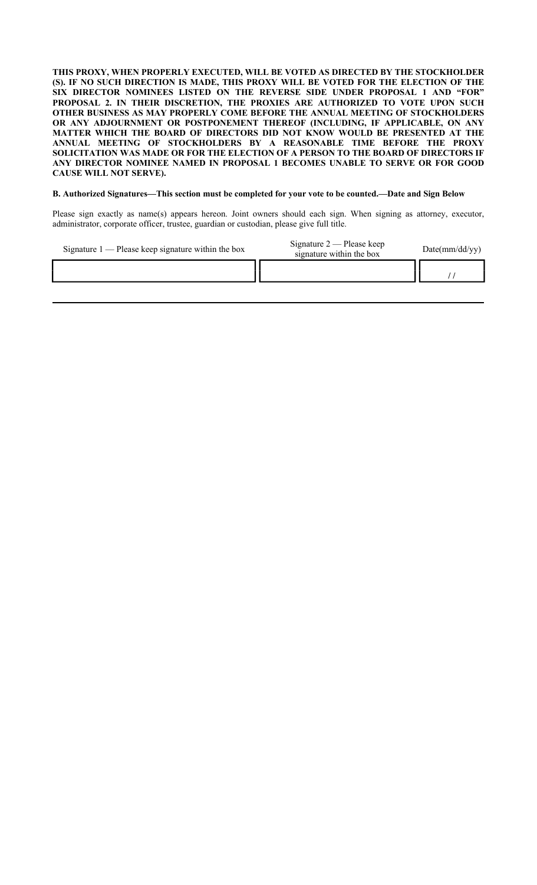**THIS PROXY, WHEN PROPERLY EXECUTED, WILL BE VOTED AS DIRECTED BY THE STOCKHOLDER (S). IF NO SUCH DIRECTION IS MADE, THIS PROXY WILL BE VOTED FOR THE ELECTION OF THE SIX DIRECTOR NOMINEES LISTED ON THE REVERSE SIDE UNDER PROPOSAL 1 AND "FOR" PROPOSAL 2. IN THEIR DISCRETION, THE PROXIES ARE AUTHORIZED TO VOTE UPON SUCH OTHER BUSINESS AS MAY PROPERLY COME BEFORE THE ANNUAL MEETING OF STOCKHOLDERS OR ANY ADJOURNMENT OR POSTPONEMENT THEREOF (INCLUDING, IF APPLICABLE, ON ANY MATTER WHICH THE BOARD OF DIRECTORS DID NOT KNOW WOULD BE PRESENTED AT THE ANNUAL MEETING OF STOCKHOLDERS BY A REASONABLE TIME BEFORE THE PROXY SOLICITATION WAS MADE OR FOR THE ELECTION OF A PERSON TO THE BOARD OF DIRECTORS IF ANY DIRECTOR NOMINEE NAMED IN PROPOSAL 1 BECOMES UNABLE TO SERVE OR FOR GOOD CAUSE WILL NOT SERVE).**

**B. Authorized Signatures—This section must be completed for your vote to be counted.—Date and Sign Below**

Please sign exactly as name(s) appears hereon. Joint owners should each sign. When signing as attorney, executor, administrator, corporate officer, trustee, guardian or custodian, please give full title.

| Signature 1 — Please keep signature within the box | Signature 2 — Please keep signature within the box | Date(mm/dd/yy) |
|---|---|---|
| | | / / |